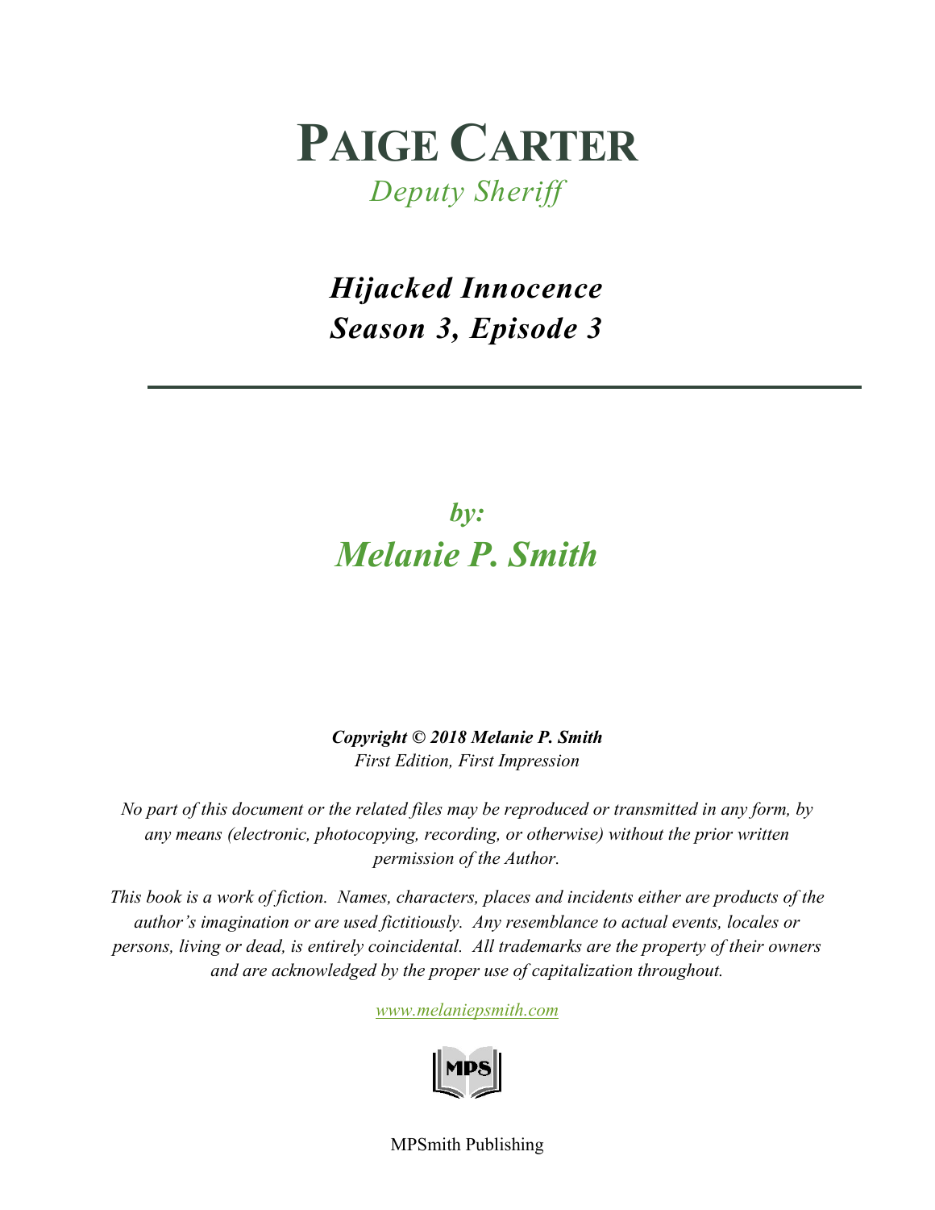# PAIGE CARTER

*Deputy Sheriff*

## *Hijacked Innocence*
## *Season 3, Episode 3*

---

*by:*

## *Melanie P. Smith*

***Copyright © 2018 Melanie P. Smith***
*First Edition, First Impression*

*No part of this document or the related files may be reproduced or transmitted in any form, by any means (electronic, photocopying, recording, or otherwise) without the prior written permission of the Author.*

*This book is a work of fiction. Names, characters, places and incidents either are products of the author's imagination or are used fictitiously. Any resemblance to actual events, locales or persons, living or dead, is entirely coincidental. All trademarks are the property of their owners and are acknowledged by the proper use of capitalization throughout.*

*www.melaniepsmith.com*

MPS

MPSmith Publishing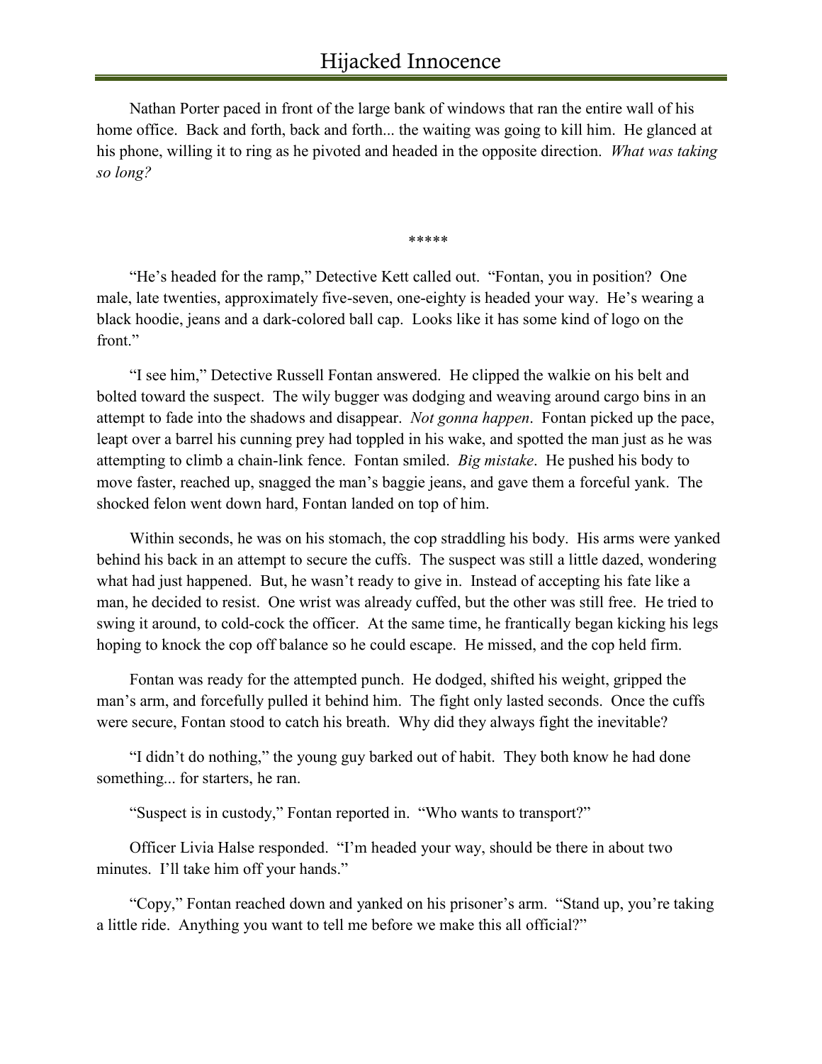Nathan Porter paced in front of the large bank of windows that ran the entire wall of his home office. Back and forth, back and forth... the waiting was going to kill him. He glanced at his phone, willing it to ring as he pivoted and headed in the opposite direction. *What was taking so long?*

*****

"He's headed for the ramp," Detective Kett called out. "Fontan, you in position? One male, late twenties, approximately five-seven, one-eighty is headed your way. He's wearing a black hoodie, jeans and a dark-colored ball cap. Looks like it has some kind of logo on the front."

"I see him," Detective Russell Fontan answered. He clipped the walkie on his belt and bolted toward the suspect. The wily bugger was dodging and weaving around cargo bins in an attempt to fade into the shadows and disappear. *Not gonna happen*. Fontan picked up the pace, leapt over a barrel his cunning prey had toppled in his wake, and spotted the man just as he was attempting to climb a chain-link fence. Fontan smiled. *Big mistake*. He pushed his body to move faster, reached up, snagged the man's baggie jeans, and gave them a forceful yank. The shocked felon went down hard, Fontan landed on top of him.

Within seconds, he was on his stomach, the cop straddling his body. His arms were yanked behind his back in an attempt to secure the cuffs. The suspect was still a little dazed, wondering what had just happened. But, he wasn't ready to give in. Instead of accepting his fate like a man, he decided to resist. One wrist was already cuffed, but the other was still free. He tried to swing it around, to cold-cock the officer. At the same time, he frantically began kicking his legs hoping to knock the cop off balance so he could escape. He missed, and the cop held firm.

Fontan was ready for the attempted punch. He dodged, shifted his weight, gripped the man's arm, and forcefully pulled it behind him. The fight only lasted seconds. Once the cuffs were secure, Fontan stood to catch his breath. Why did they always fight the inevitable?

"I didn't do nothing," the young guy barked out of habit. They both know he had done something... for starters, he ran.

"Suspect is in custody," Fontan reported in. "Who wants to transport?"

Officer Livia Halse responded. "I'm headed your way, should be there in about two minutes. I'll take him off your hands."

"Copy," Fontan reached down and yanked on his prisoner's arm. "Stand up, you're taking a little ride. Anything you want to tell me before we make this all official?"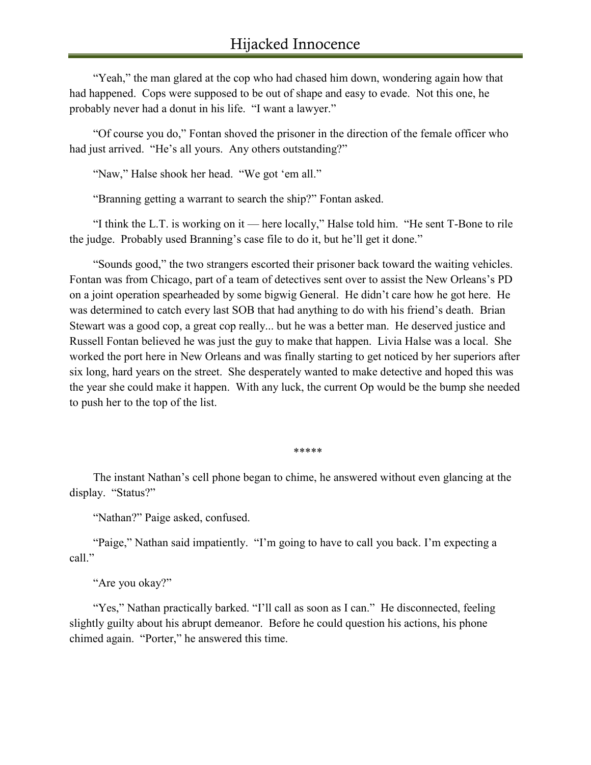"Yeah," the man glared at the cop who had chased him down, wondering again how that had happened. Cops were supposed to be out of shape and easy to evade. Not this one, he probably never had a donut in his life. "I want a lawyer."

"Of course you do," Fontan shoved the prisoner in the direction of the female officer who had just arrived. "He's all yours. Any others outstanding?"

"Naw," Halse shook her head. "We got 'em all."

"Branning getting a warrant to search the ship?" Fontan asked.

"I think the L.T. is working on it — here locally," Halse told him. "He sent T-Bone to rile the judge. Probably used Branning's case file to do it, but he'll get it done."

"Sounds good," the two strangers escorted their prisoner back toward the waiting vehicles. Fontan was from Chicago, part of a team of detectives sent over to assist the New Orleans's PD on a joint operation spearheaded by some bigwig General. He didn't care how he got here. He was determined to catch every last SOB that had anything to do with his friend's death. Brian Stewart was a good cop, a great cop really... but he was a better man. He deserved justice and Russell Fontan believed he was just the guy to make that happen. Livia Halse was a local. She worked the port here in New Orleans and was finally starting to get noticed by her superiors after six long, hard years on the street. She desperately wanted to make detective and hoped this was the year she could make it happen. With any luck, the current Op would be the bump she needed to push her to the top of the list.

*****

The instant Nathan's cell phone began to chime, he answered without even glancing at the display. "Status?"

"Nathan?" Paige asked, confused.

"Paige," Nathan said impatiently. "I'm going to have to call you back. I'm expecting a call."

"Are you okay?"

"Yes," Nathan practically barked. "I'll call as soon as I can." He disconnected, feeling slightly guilty about his abrupt demeanor. Before he could question his actions, his phone chimed again. "Porter," he answered this time.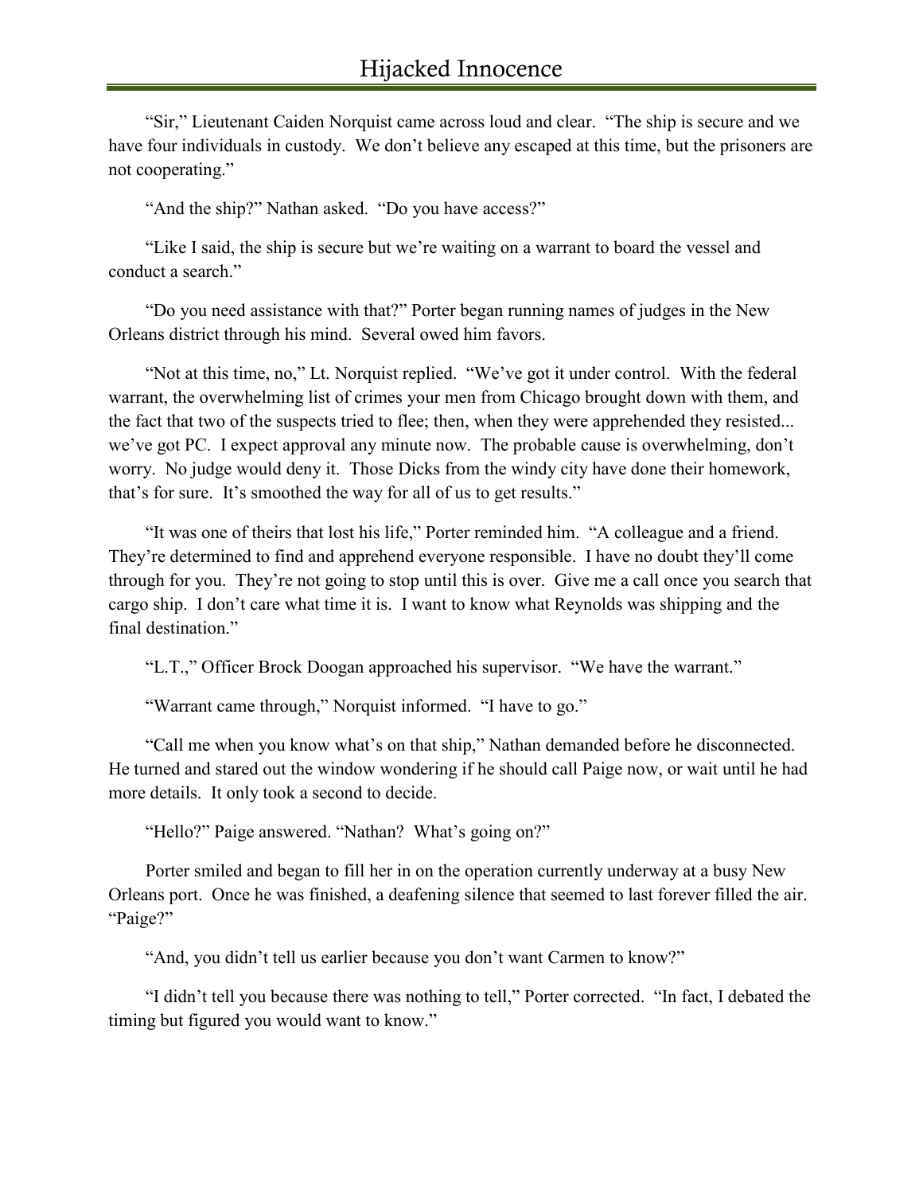"Sir," Lieutenant Caiden Norquist came across loud and clear. "The ship is secure and we have four individuals in custody. We don't believe any escaped at this time, but the prisoners are not cooperating."

"And the ship?" Nathan asked. "Do you have access?"

"Like I said, the ship is secure but we're waiting on a warrant to board the vessel and conduct a search."

"Do you need assistance with that?" Porter began running names of judges in the New Orleans district through his mind. Several owed him favors.

"Not at this time, no," Lt. Norquist replied. "We've got it under control. With the federal warrant, the overwhelming list of crimes your men from Chicago brought down with them, and the fact that two of the suspects tried to flee; then, when they were apprehended they resisted... we've got PC. I expect approval any minute now. The probable cause is overwhelming, don't worry. No judge would deny it. Those Dicks from the windy city have done their homework, that's for sure. It's smoothed the way for all of us to get results."

"It was one of theirs that lost his life," Porter reminded him. "A colleague and a friend. They're determined to find and apprehend everyone responsible. I have no doubt they'll come through for you. They're not going to stop until this is over. Give me a call once you search that cargo ship. I don't care what time it is. I want to know what Reynolds was shipping and the final destination."

"L.T.," Officer Brock Doogan approached his supervisor. "We have the warrant."

"Warrant came through," Norquist informed. "I have to go."

"Call me when you know what's on that ship," Nathan demanded before he disconnected. He turned and stared out the window wondering if he should call Paige now, or wait until he had more details. It only took a second to decide.

"Hello?" Paige answered. "Nathan? What's going on?"

Porter smiled and began to fill her in on the operation currently underway at a busy New Orleans port. Once he was finished, a deafening silence that seemed to last forever filled the air. "Paige?"

"And, you didn't tell us earlier because you don't want Carmen to know?"

"I didn't tell you because there was nothing to tell," Porter corrected. "In fact, I debated the timing but figured you would want to know."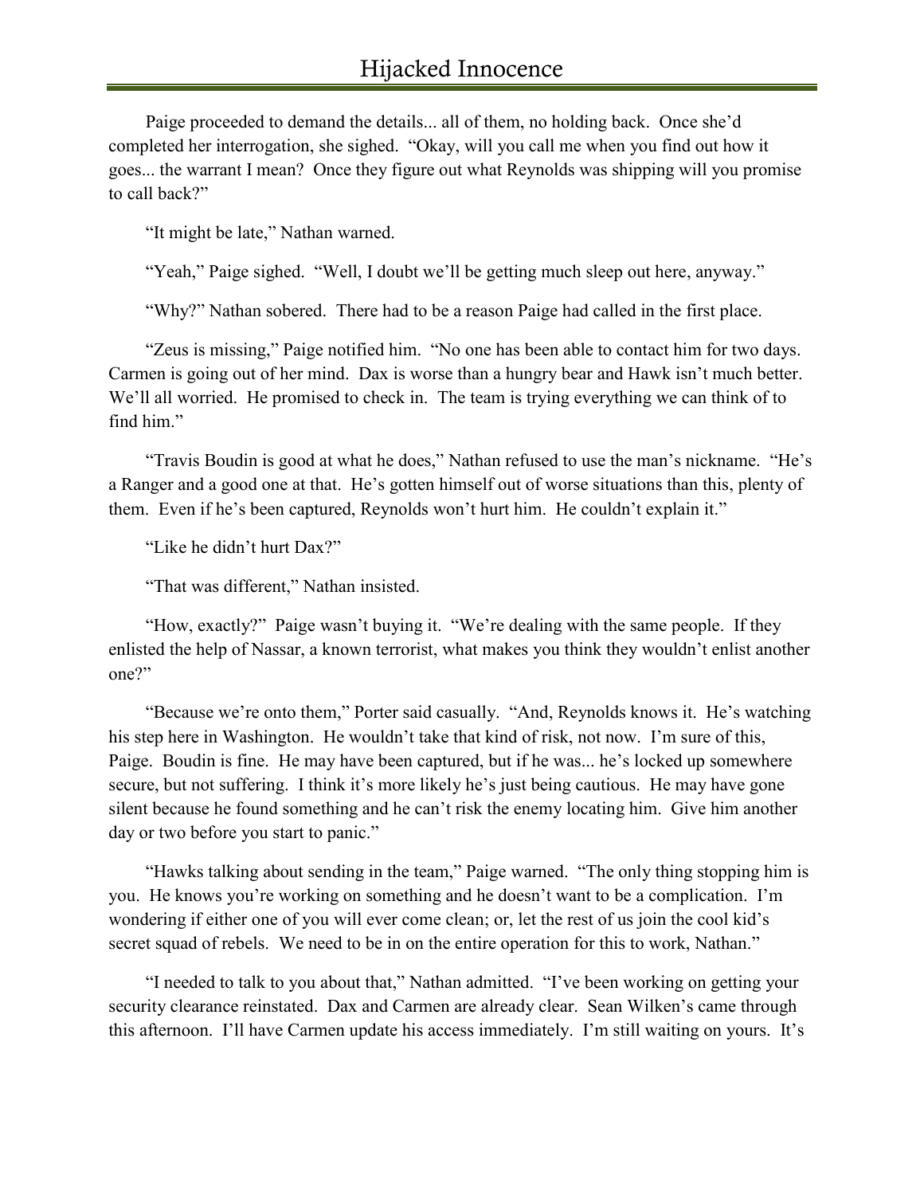Paige proceeded to demand the details... all of them, no holding back. Once she'd completed her interrogation, she sighed. "Okay, will you call me when you find out how it goes... the warrant I mean? Once they figure out what Reynolds was shipping will you promise to call back?"

"It might be late," Nathan warned.

"Yeah," Paige sighed. "Well, I doubt we'll be getting much sleep out here, anyway."

"Why?" Nathan sobered. There had to be a reason Paige had called in the first place.

"Zeus is missing," Paige notified him. "No one has been able to contact him for two days. Carmen is going out of her mind. Dax is worse than a hungry bear and Hawk isn't much better. We'll all worried. He promised to check in. The team is trying everything we can think of to find him."

"Travis Boudin is good at what he does," Nathan refused to use the man's nickname. "He's a Ranger and a good one at that. He's gotten himself out of worse situations than this, plenty of them. Even if he's been captured, Reynolds won't hurt him. He couldn't explain it."

"Like he didn't hurt Dax?"

"That was different," Nathan insisted.

"How, exactly?" Paige wasn't buying it. "We're dealing with the same people. If they enlisted the help of Nassar, a known terrorist, what makes you think they wouldn't enlist another one?"

"Because we're onto them," Porter said casually. "And, Reynolds knows it. He's watching his step here in Washington. He wouldn't take that kind of risk, not now. I'm sure of this, Paige. Boudin is fine. He may have been captured, but if he was... he's locked up somewhere secure, but not suffering. I think it's more likely he's just being cautious. He may have gone silent because he found something and he can't risk the enemy locating him. Give him another day or two before you start to panic."

"Hawks talking about sending in the team," Paige warned. "The only thing stopping him is you. He knows you're working on something and he doesn't want to be a complication. I'm wondering if either one of you will ever come clean; or, let the rest of us join the cool kid's secret squad of rebels. We need to be in on the entire operation for this to work, Nathan."

"I needed to talk to you about that," Nathan admitted. "I've been working on getting your security clearance reinstated. Dax and Carmen are already clear. Sean Wilken's came through this afternoon. I'll have Carmen update his access immediately. I'm still waiting on yours. It's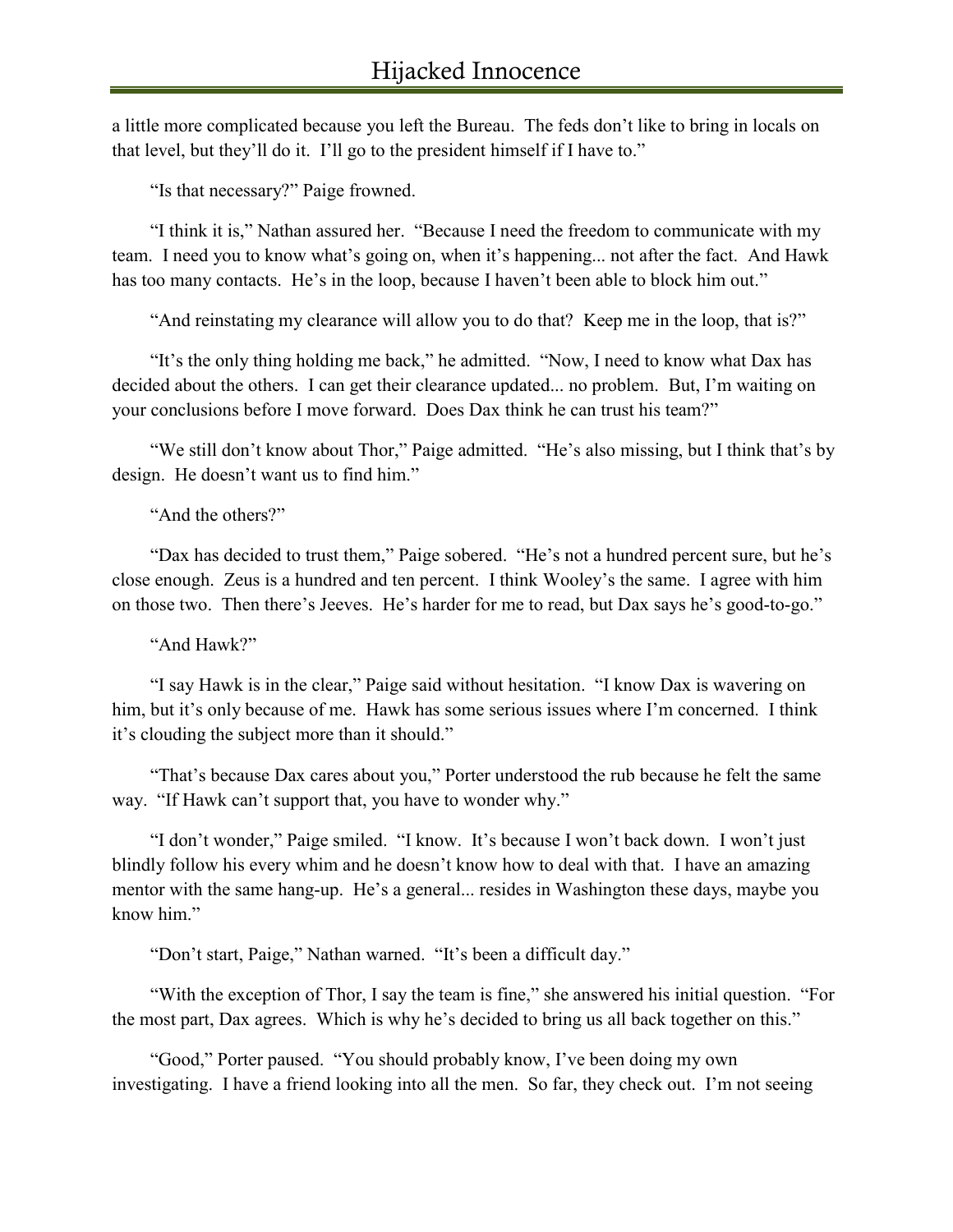a little more complicated because you left the Bureau. The feds don't like to bring in locals on that level, but they'll do it. I'll go to the president himself if I have to."

"Is that necessary?" Paige frowned.

"I think it is," Nathan assured her. "Because I need the freedom to communicate with my team. I need you to know what's going on, when it's happening... not after the fact. And Hawk has too many contacts. He's in the loop, because I haven't been able to block him out."

"And reinstating my clearance will allow you to do that? Keep me in the loop, that is?"

"It's the only thing holding me back," he admitted. "Now, I need to know what Dax has decided about the others. I can get their clearance updated... no problem. But, I'm waiting on your conclusions before I move forward. Does Dax think he can trust his team?"

"We still don't know about Thor," Paige admitted. "He's also missing, but I think that's by design. He doesn't want us to find him."

"And the others?"

"Dax has decided to trust them," Paige sobered. "He's not a hundred percent sure, but he's close enough. Zeus is a hundred and ten percent. I think Wooley's the same. I agree with him on those two. Then there's Jeeves. He's harder for me to read, but Dax says he's good-to-go."

"And Hawk?"

"I say Hawk is in the clear," Paige said without hesitation. "I know Dax is wavering on him, but it's only because of me. Hawk has some serious issues where I'm concerned. I think it's clouding the subject more than it should."

"That's because Dax cares about you," Porter understood the rub because he felt the same way. "If Hawk can't support that, you have to wonder why."

"I don't wonder," Paige smiled. "I know. It's because I won't back down. I won't just blindly follow his every whim and he doesn't know how to deal with that. I have an amazing mentor with the same hang-up. He's a general... resides in Washington these days, maybe you know him."

"Don't start, Paige," Nathan warned. "It's been a difficult day."

"With the exception of Thor, I say the team is fine," she answered his initial question. "For the most part, Dax agrees. Which is why he's decided to bring us all back together on this."

"Good," Porter paused. "You should probably know, I've been doing my own investigating. I have a friend looking into all the men. So far, they check out. I'm not seeing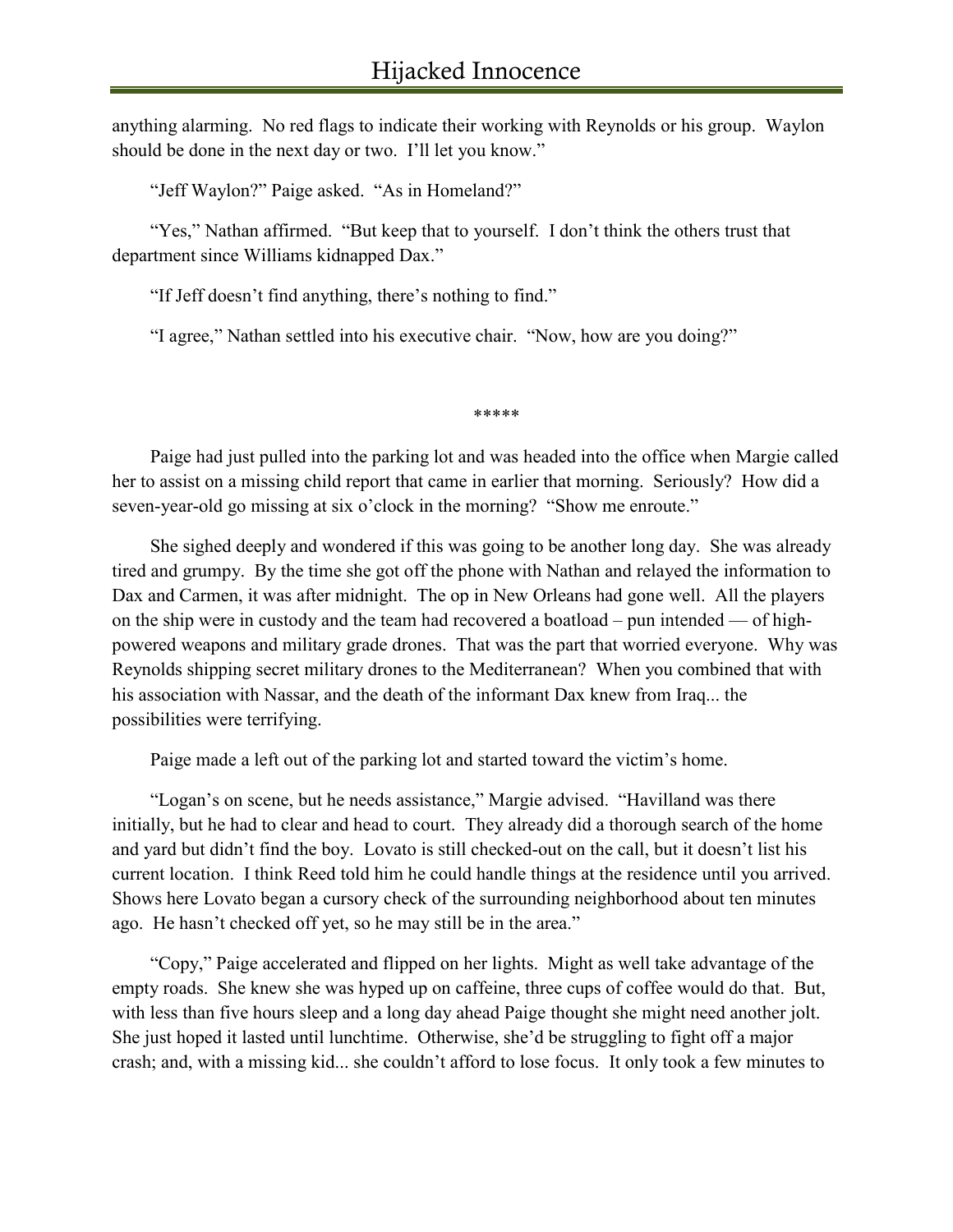anything alarming. No red flags to indicate their working with Reynolds or his group. Waylon should be done in the next day or two. I'll let you know."

"Jeff Waylon?" Paige asked. "As in Homeland?"

"Yes," Nathan affirmed. "But keep that to yourself. I don't think the others trust that department since Williams kidnapped Dax."

"If Jeff doesn't find anything, there's nothing to find."

"I agree," Nathan settled into his executive chair. "Now, how are you doing?"

\*\*\*\*\*

Paige had just pulled into the parking lot and was headed into the office when Margie called her to assist on a missing child report that came in earlier that morning. Seriously? How did a seven-year-old go missing at six o'clock in the morning? "Show me enroute."

She sighed deeply and wondered if this was going to be another long day. She was already tired and grumpy. By the time she got off the phone with Nathan and relayed the information to Dax and Carmen, it was after midnight. The op in New Orleans had gone well. All the players on the ship were in custody and the team had recovered a boatload – pun intended — of high-powered weapons and military grade drones. That was the part that worried everyone. Why was Reynolds shipping secret military drones to the Mediterranean? When you combined that with his association with Nassar, and the death of the informant Dax knew from Iraq... the possibilities were terrifying.

Paige made a left out of the parking lot and started toward the victim's home.

"Logan's on scene, but he needs assistance," Margie advised. "Havilland was there initially, but he had to clear and head to court. They already did a thorough search of the home and yard but didn't find the boy. Lovato is still checked-out on the call, but it doesn't list his current location. I think Reed told him he could handle things at the residence until you arrived. Shows here Lovato began a cursory check of the surrounding neighborhood about ten minutes ago. He hasn't checked off yet, so he may still be in the area."

"Copy," Paige accelerated and flipped on her lights. Might as well take advantage of the empty roads. She knew she was hyped up on caffeine, three cups of coffee would do that. But, with less than five hours sleep and a long day ahead Paige thought she might need another jolt. She just hoped it lasted until lunchtime. Otherwise, she'd be struggling to fight off a major crash; and, with a missing kid... she couldn't afford to lose focus. It only took a few minutes to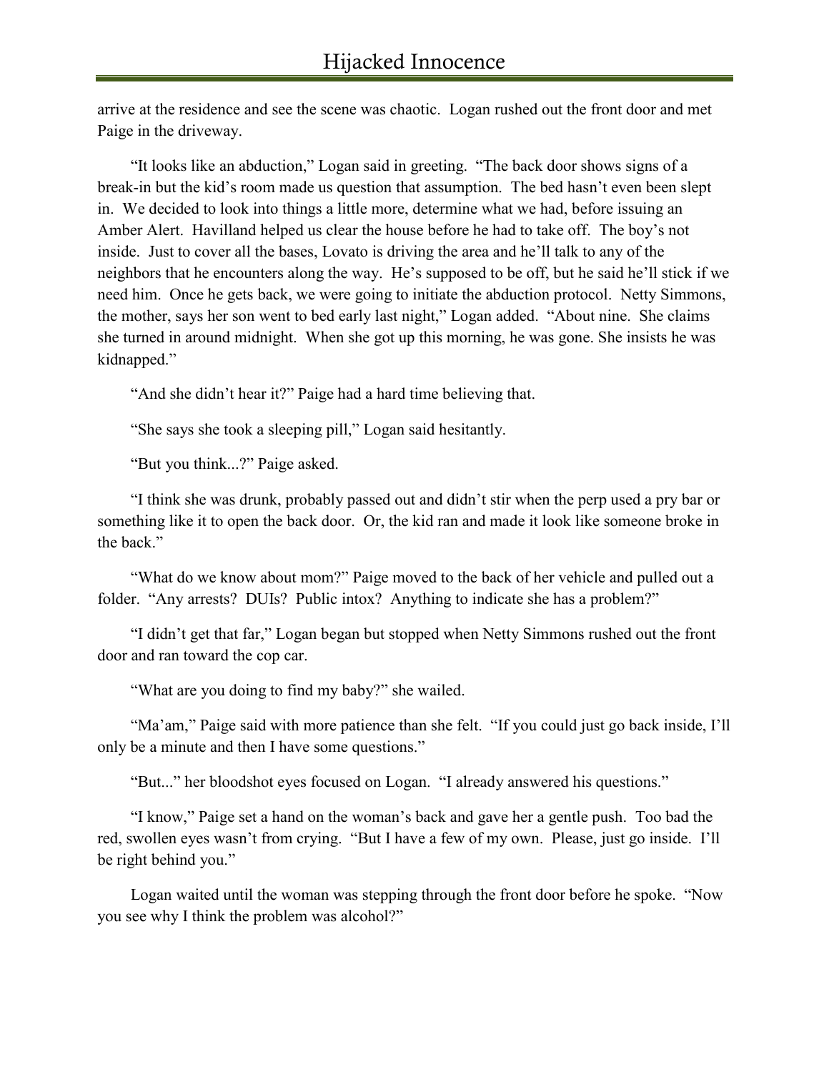arrive at the residence and see the scene was chaotic. Logan rushed out the front door and met Paige in the driveway.

"It looks like an abduction," Logan said in greeting. "The back door shows signs of a break-in but the kid's room made us question that assumption. The bed hasn't even been slept in. We decided to look into things a little more, determine what we had, before issuing an Amber Alert. Havilland helped us clear the house before he had to take off. The boy's not inside. Just to cover all the bases, Lovato is driving the area and he'll talk to any of the neighbors that he encounters along the way. He's supposed to be off, but he said he'll stick if we need him. Once he gets back, we were going to initiate the abduction protocol. Netty Simmons, the mother, says her son went to bed early last night," Logan added. "About nine. She claims she turned in around midnight. When she got up this morning, he was gone. She insists he was kidnapped."

"And she didn't hear it?" Paige had a hard time believing that.

"She says she took a sleeping pill," Logan said hesitantly.

"But you think...?" Paige asked.

"I think she was drunk, probably passed out and didn't stir when the perp used a pry bar or something like it to open the back door. Or, the kid ran and made it look like someone broke in the back."

"What do we know about mom?" Paige moved to the back of her vehicle and pulled out a folder. "Any arrests? DUIs? Public intox? Anything to indicate she has a problem?"

"I didn't get that far," Logan began but stopped when Netty Simmons rushed out the front door and ran toward the cop car.

"What are you doing to find my baby?" she wailed.

"Ma'am," Paige said with more patience than she felt. "If you could just go back inside, I'll only be a minute and then I have some questions."

"But..." her bloodshot eyes focused on Logan. "I already answered his questions."

"I know," Paige set a hand on the woman's back and gave her a gentle push. Too bad the red, swollen eyes wasn't from crying. "But I have a few of my own. Please, just go inside. I'll be right behind you."

Logan waited until the woman was stepping through the front door before he spoke. "Now you see why I think the problem was alcohol?"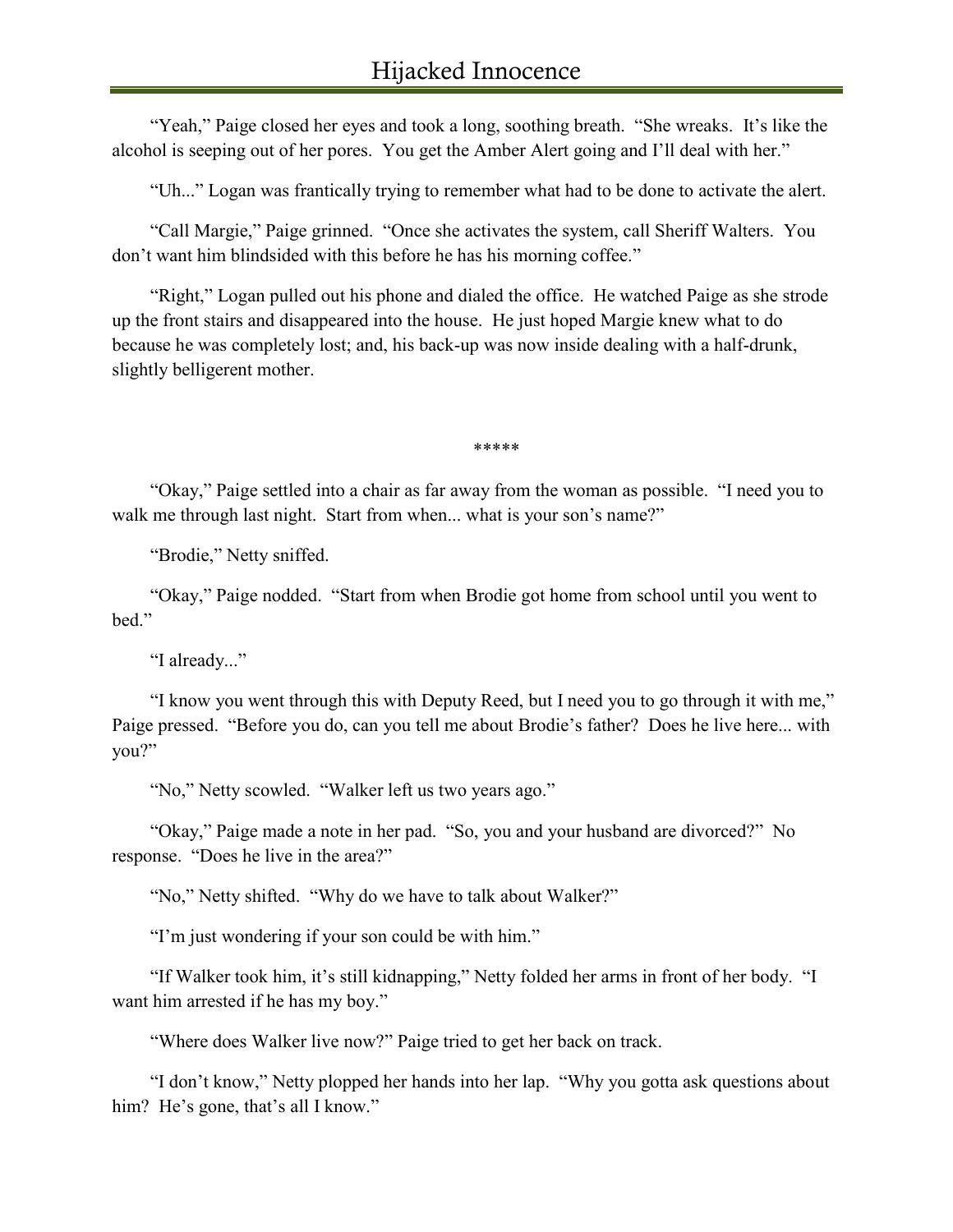"Yeah," Paige closed her eyes and took a long, soothing breath. "She wreaks. It's like the alcohol is seeping out of her pores. You get the Amber Alert going and I'll deal with her."

"Uh..." Logan was frantically trying to remember what had to be done to activate the alert.

"Call Margie," Paige grinned. "Once she activates the system, call Sheriff Walters. You don't want him blindsided with this before he has his morning coffee."

"Right," Logan pulled out his phone and dialed the office. He watched Paige as she strode up the front stairs and disappeared into the house. He just hoped Margie knew what to do because he was completely lost; and, his back-up was now inside dealing with a half-drunk, slightly belligerent mother.

*****

"Okay," Paige settled into a chair as far away from the woman as possible. "I need you to walk me through last night. Start from when... what is your son's name?"

"Brodie," Netty sniffed.

"Okay," Paige nodded. "Start from when Brodie got home from school until you went to bed."

"I already..."

"I know you went through this with Deputy Reed, but I need you to go through it with me," Paige pressed. "Before you do, can you tell me about Brodie's father? Does he live here... with you?"

"No," Netty scowled. "Walker left us two years ago."

"Okay," Paige made a note in her pad. "So, you and your husband are divorced?" No response. "Does he live in the area?"

"No," Netty shifted. "Why do we have to talk about Walker?"

"I'm just wondering if your son could be with him."

"If Walker took him, it's still kidnapping," Netty folded her arms in front of her body. "I want him arrested if he has my boy."

"Where does Walker live now?" Paige tried to get her back on track.

"I don't know," Netty plopped her hands into her lap. "Why you gotta ask questions about him? He's gone, that's all I know."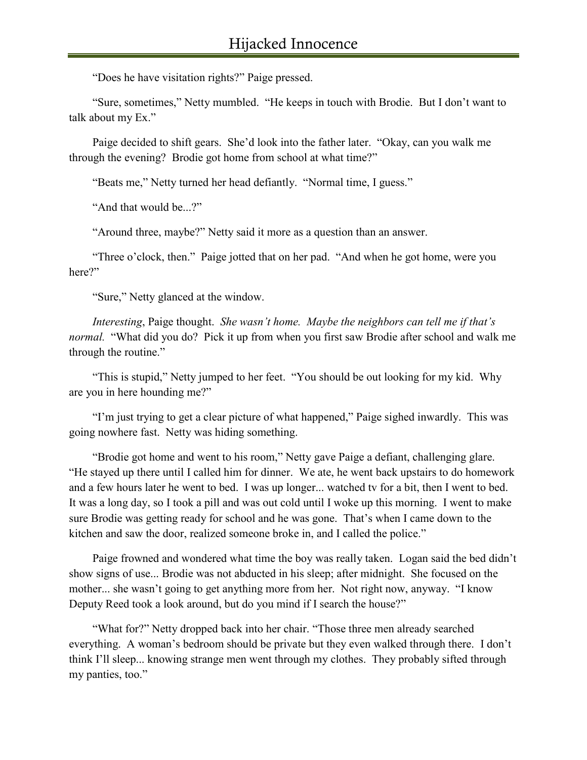"Does he have visitation rights?" Paige pressed.

"Sure, sometimes," Netty mumbled. "He keeps in touch with Brodie. But I don't want to talk about my Ex."

Paige decided to shift gears. She'd look into the father later. "Okay, can you walk me through the evening? Brodie got home from school at what time?"

"Beats me," Netty turned her head defiantly. "Normal time, I guess."

"And that would be...?"

"Around three, maybe?" Netty said it more as a question than an answer.

"Three o'clock, then." Paige jotted that on her pad. "And when he got home, were you here?"

"Sure," Netty glanced at the window.

*Interesting*, Paige thought. *She wasn't home. Maybe the neighbors can tell me if that's normal.* "What did you do? Pick it up from when you first saw Brodie after school and walk me through the routine."

"This is stupid," Netty jumped to her feet. "You should be out looking for my kid. Why are you in here hounding me?"

"I'm just trying to get a clear picture of what happened," Paige sighed inwardly. This was going nowhere fast. Netty was hiding something.

"Brodie got home and went to his room," Netty gave Paige a defiant, challenging glare. "He stayed up there until I called him for dinner. We ate, he went back upstairs to do homework and a few hours later he went to bed. I was up longer... watched tv for a bit, then I went to bed. It was a long day, so I took a pill and was out cold until I woke up this morning. I went to make sure Brodie was getting ready for school and he was gone. That's when I came down to the kitchen and saw the door, realized someone broke in, and I called the police."

Paige frowned and wondered what time the boy was really taken. Logan said the bed didn't show signs of use... Brodie was not abducted in his sleep; after midnight. She focused on the mother... she wasn't going to get anything more from her. Not right now, anyway. "I know Deputy Reed took a look around, but do you mind if I search the house?"

"What for?" Netty dropped back into her chair. "Those three men already searched everything. A woman's bedroom should be private but they even walked through there. I don't think I'll sleep... knowing strange men went through my clothes. They probably sifted through my panties, too."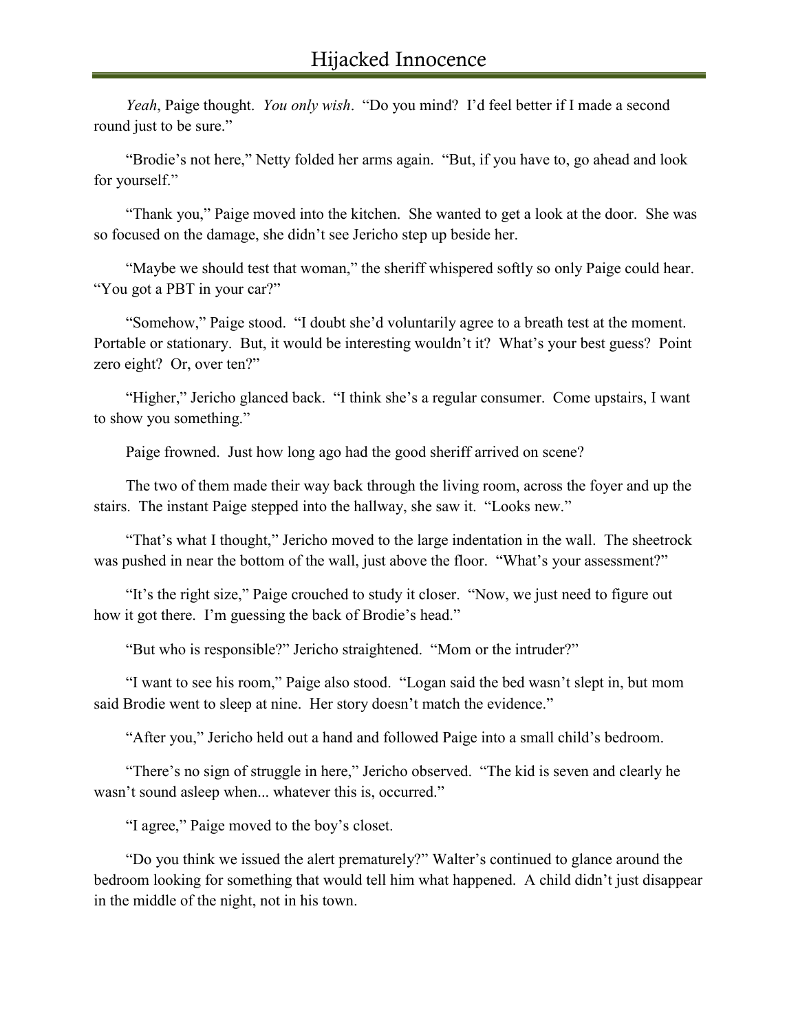*Yeah*, Paige thought. *You only wish*. "Do you mind? I'd feel better if I made a second round just to be sure."

"Brodie's not here," Netty folded her arms again. "But, if you have to, go ahead and look for yourself."

"Thank you," Paige moved into the kitchen. She wanted to get a look at the door. She was so focused on the damage, she didn't see Jericho step up beside her.

"Maybe we should test that woman," the sheriff whispered softly so only Paige could hear. "You got a PBT in your car?"

"Somehow," Paige stood. "I doubt she'd voluntarily agree to a breath test at the moment. Portable or stationary. But, it would be interesting wouldn't it? What's your best guess? Point zero eight? Or, over ten?"

"Higher," Jericho glanced back. "I think she's a regular consumer. Come upstairs, I want to show you something."

Paige frowned. Just how long ago had the good sheriff arrived on scene?

The two of them made their way back through the living room, across the foyer and up the stairs. The instant Paige stepped into the hallway, she saw it. "Looks new."

"That's what I thought," Jericho moved to the large indentation in the wall. The sheetrock was pushed in near the bottom of the wall, just above the floor. "What's your assessment?"

"It's the right size," Paige crouched to study it closer. "Now, we just need to figure out how it got there. I'm guessing the back of Brodie's head."

"But who is responsible?" Jericho straightened. "Mom or the intruder?"

"I want to see his room," Paige also stood. "Logan said the bed wasn't slept in, but mom said Brodie went to sleep at nine. Her story doesn't match the evidence."

"After you," Jericho held out a hand and followed Paige into a small child's bedroom.

"There's no sign of struggle in here," Jericho observed. "The kid is seven and clearly he wasn't sound asleep when... whatever this is, occurred."

"I agree," Paige moved to the boy's closet.

"Do you think we issued the alert prematurely?" Walter's continued to glance around the bedroom looking for something that would tell him what happened. A child didn't just disappear in the middle of the night, not in his town.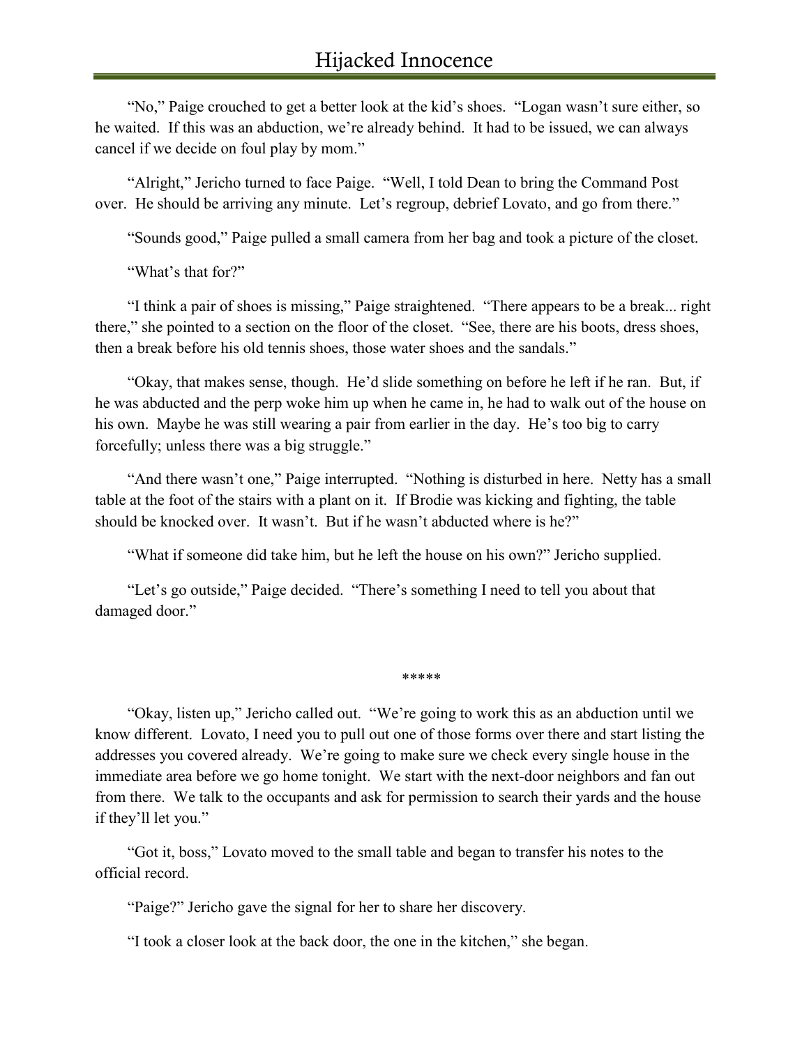"No," Paige crouched to get a better look at the kid's shoes. "Logan wasn't sure either, so he waited. If this was an abduction, we're already behind. It had to be issued, we can always cancel if we decide on foul play by mom."

"Alright," Jericho turned to face Paige. "Well, I told Dean to bring the Command Post over. He should be arriving any minute. Let's regroup, debrief Lovato, and go from there."

"Sounds good," Paige pulled a small camera from her bag and took a picture of the closet.

"What's that for?"

"I think a pair of shoes is missing," Paige straightened. "There appears to be a break... right there," she pointed to a section on the floor of the closet. "See, there are his boots, dress shoes, then a break before his old tennis shoes, those water shoes and the sandals."

"Okay, that makes sense, though. He'd slide something on before he left if he ran. But, if he was abducted and the perp woke him up when he came in, he had to walk out of the house on his own. Maybe he was still wearing a pair from earlier in the day. He's too big to carry forcefully; unless there was a big struggle."

"And there wasn't one," Paige interrupted. "Nothing is disturbed in here. Netty has a small table at the foot of the stairs with a plant on it. If Brodie was kicking and fighting, the table should be knocked over. It wasn't. But if he wasn't abducted where is he?"

"What if someone did take him, but he left the house on his own?" Jericho supplied.

"Let's go outside," Paige decided. "There's something I need to tell you about that damaged door."

*****

"Okay, listen up," Jericho called out. "We're going to work this as an abduction until we know different. Lovato, I need you to pull out one of those forms over there and start listing the addresses you covered already. We're going to make sure we check every single house in the immediate area before we go home tonight. We start with the next-door neighbors and fan out from there. We talk to the occupants and ask for permission to search their yards and the house if they'll let you."

"Got it, boss," Lovato moved to the small table and began to transfer his notes to the official record.

"Paige?" Jericho gave the signal for her to share her discovery.

"I took a closer look at the back door, the one in the kitchen," she began.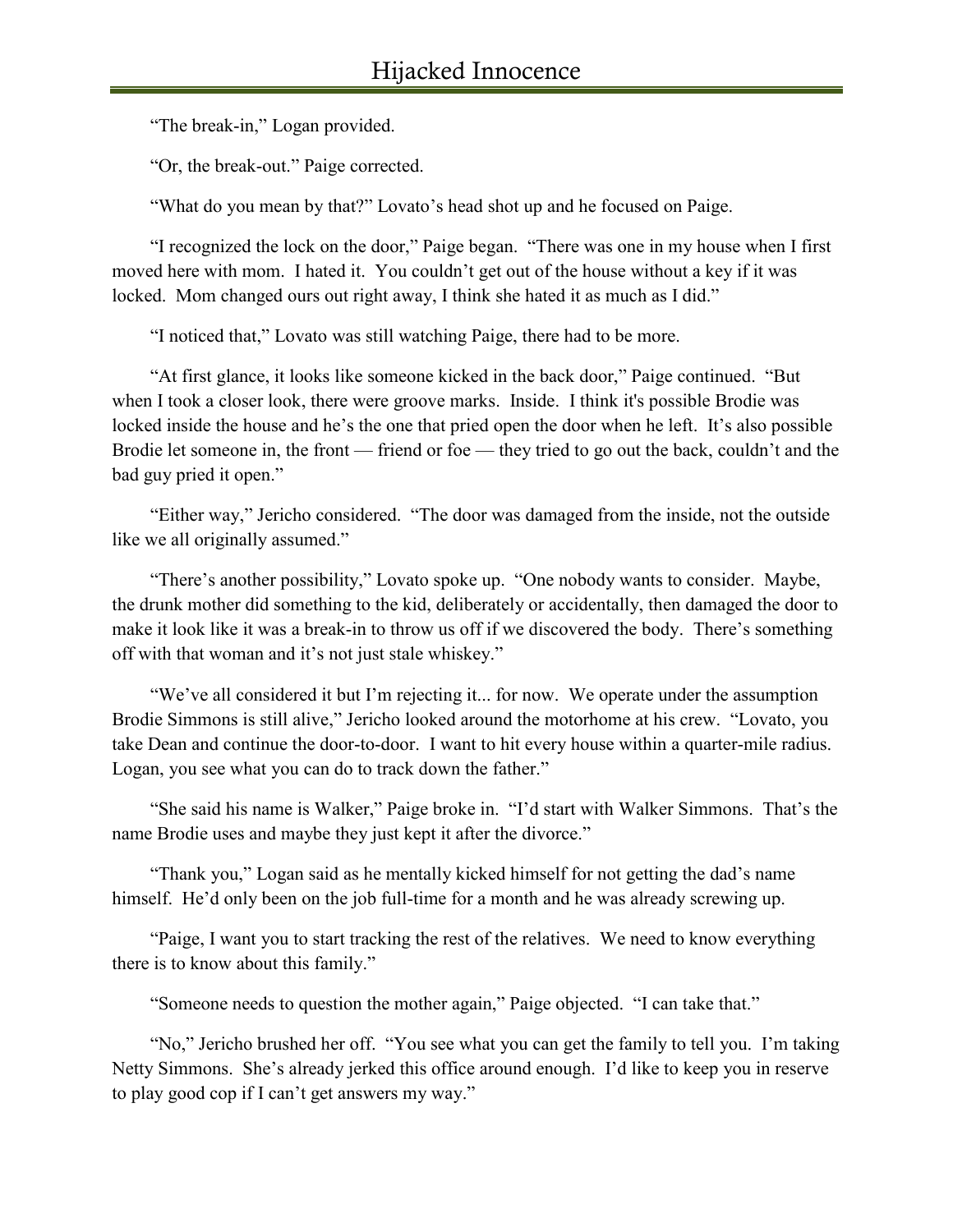"The break-in," Logan provided.

"Or, the break-out." Paige corrected.

"What do you mean by that?" Lovato's head shot up and he focused on Paige.

"I recognized the lock on the door," Paige began. "There was one in my house when I first moved here with mom. I hated it. You couldn't get out of the house without a key if it was locked. Mom changed ours out right away, I think she hated it as much as I did."

"I noticed that," Lovato was still watching Paige, there had to be more.

"At first glance, it looks like someone kicked in the back door," Paige continued. "But when I took a closer look, there were groove marks. Inside. I think it's possible Brodie was locked inside the house and he's the one that pried open the door when he left. It's also possible Brodie let someone in, the front — friend or foe — they tried to go out the back, couldn't and the bad guy pried it open."

"Either way," Jericho considered. "The door was damaged from the inside, not the outside like we all originally assumed."

"There's another possibility," Lovato spoke up. "One nobody wants to consider. Maybe, the drunk mother did something to the kid, deliberately or accidentally, then damaged the door to make it look like it was a break-in to throw us off if we discovered the body. There's something off with that woman and it's not just stale whiskey."

"We've all considered it but I'm rejecting it... for now. We operate under the assumption Brodie Simmons is still alive," Jericho looked around the motorhome at his crew. "Lovato, you take Dean and continue the door-to-door. I want to hit every house within a quarter-mile radius. Logan, you see what you can do to track down the father."

"She said his name is Walker," Paige broke in. "I'd start with Walker Simmons. That's the name Brodie uses and maybe they just kept it after the divorce."

"Thank you," Logan said as he mentally kicked himself for not getting the dad's name himself. He'd only been on the job full-time for a month and he was already screwing up.

"Paige, I want you to start tracking the rest of the relatives. We need to know everything there is to know about this family."

"Someone needs to question the mother again," Paige objected. "I can take that."

"No," Jericho brushed her off. "You see what you can get the family to tell you. I'm taking Netty Simmons. She's already jerked this office around enough. I'd like to keep you in reserve to play good cop if I can't get answers my way."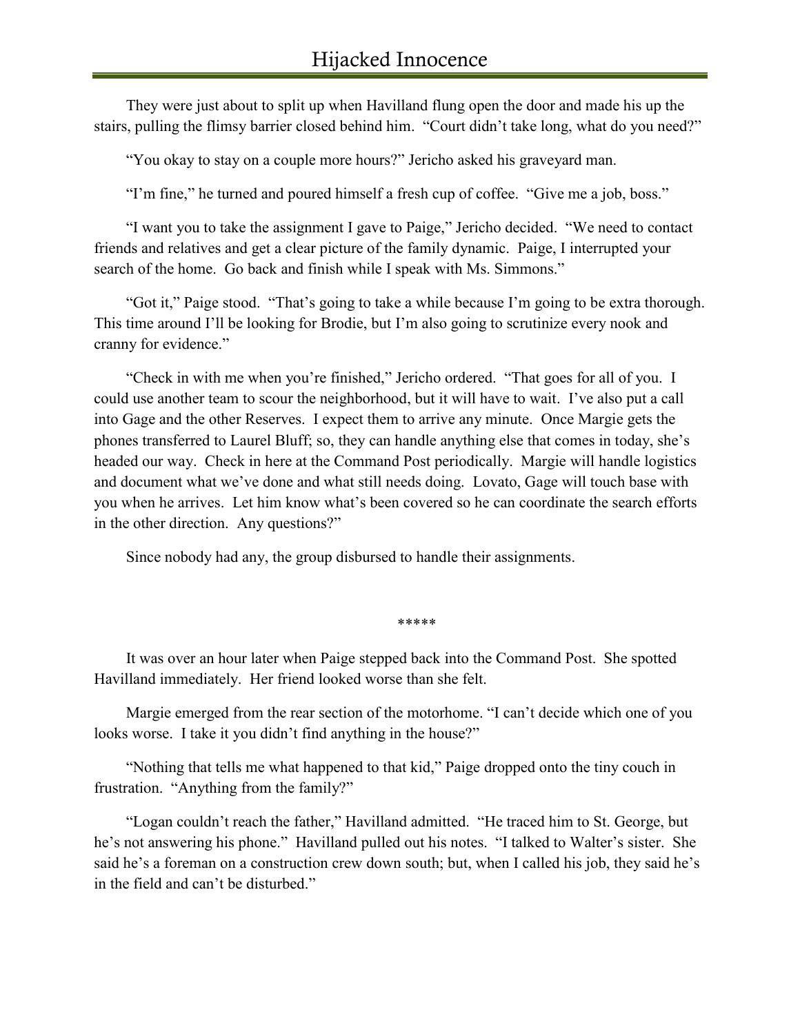They were just about to split up when Havilland flung open the door and made his up the stairs, pulling the flimsy barrier closed behind him. "Court didn't take long, what do you need?"

"You okay to stay on a couple more hours?" Jericho asked his graveyard man.

"I'm fine," he turned and poured himself a fresh cup of coffee. "Give me a job, boss."

"I want you to take the assignment I gave to Paige," Jericho decided. "We need to contact friends and relatives and get a clear picture of the family dynamic. Paige, I interrupted your search of the home. Go back and finish while I speak with Ms. Simmons."

"Got it," Paige stood. "That's going to take a while because I'm going to be extra thorough. This time around I'll be looking for Brodie, but I'm also going to scrutinize every nook and cranny for evidence."

"Check in with me when you're finished," Jericho ordered. "That goes for all of you. I could use another team to scour the neighborhood, but it will have to wait. I've also put a call into Gage and the other Reserves. I expect them to arrive any minute. Once Margie gets the phones transferred to Laurel Bluff; so, they can handle anything else that comes in today, she's headed our way. Check in here at the Command Post periodically. Margie will handle logistics and document what we've done and what still needs doing. Lovato, Gage will touch base with you when he arrives. Let him know what's been covered so he can coordinate the search efforts in the other direction. Any questions?"

Since nobody had any, the group disbursed to handle their assignments.

\*\*\*\*\*

It was over an hour later when Paige stepped back into the Command Post. She spotted Havilland immediately. Her friend looked worse than she felt.

Margie emerged from the rear section of the motorhome. "I can't decide which one of you looks worse. I take it you didn't find anything in the house?"

"Nothing that tells me what happened to that kid," Paige dropped onto the tiny couch in frustration. "Anything from the family?"

"Logan couldn't reach the father," Havilland admitted. "He traced him to St. George, but he's not answering his phone." Havilland pulled out his notes. "I talked to Walter's sister. She said he's a foreman on a construction crew down south; but, when I called his job, they said he's in the field and can't be disturbed."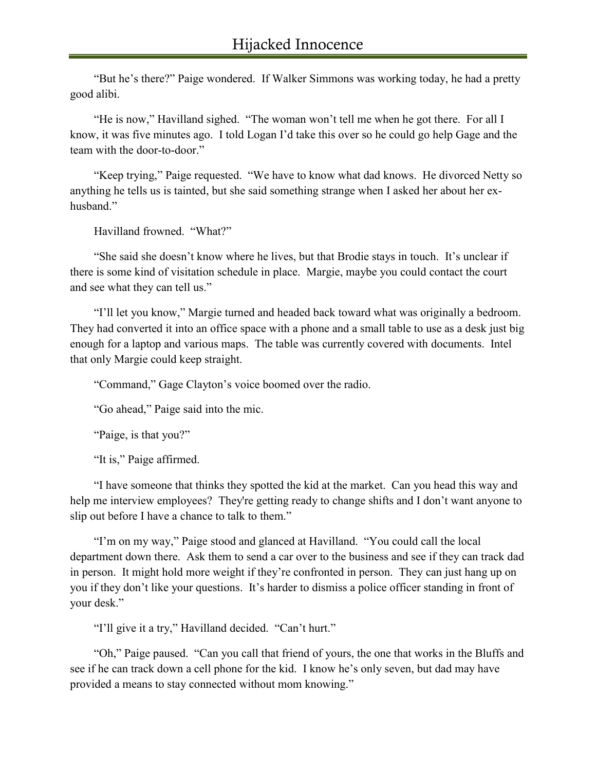"But he's there?" Paige wondered. If Walker Simmons was working today, he had a pretty good alibi.

"He is now," Havilland sighed. "The woman won't tell me when he got there. For all I know, it was five minutes ago. I told Logan I'd take this over so he could go help Gage and the team with the door-to-door."

"Keep trying," Paige requested. "We have to know what dad knows. He divorced Netty so anything he tells us is tainted, but she said something strange when I asked her about her ex-husband."

Havilland frowned. "What?"

"She said she doesn't know where he lives, but that Brodie stays in touch. It's unclear if there is some kind of visitation schedule in place. Margie, maybe you could contact the court and see what they can tell us."

"I'll let you know," Margie turned and headed back toward what was originally a bedroom. They had converted it into an office space with a phone and a small table to use as a desk just big enough for a laptop and various maps. The table was currently covered with documents. Intel that only Margie could keep straight.

"Command," Gage Clayton's voice boomed over the radio.

"Go ahead," Paige said into the mic.

"Paige, is that you?"

"It is," Paige affirmed.

"I have someone that thinks they spotted the kid at the market. Can you head this way and help me interview employees? They're getting ready to change shifts and I don't want anyone to slip out before I have a chance to talk to them."

"I'm on my way," Paige stood and glanced at Havilland. "You could call the local department down there. Ask them to send a car over to the business and see if they can track dad in person. It might hold more weight if they're confronted in person. They can just hang up on you if they don't like your questions. It's harder to dismiss a police officer standing in front of your desk."

"I'll give it a try," Havilland decided. "Can't hurt."

"Oh," Paige paused. "Can you call that friend of yours, the one that works in the Bluffs and see if he can track down a cell phone for the kid. I know he's only seven, but dad may have provided a means to stay connected without mom knowing."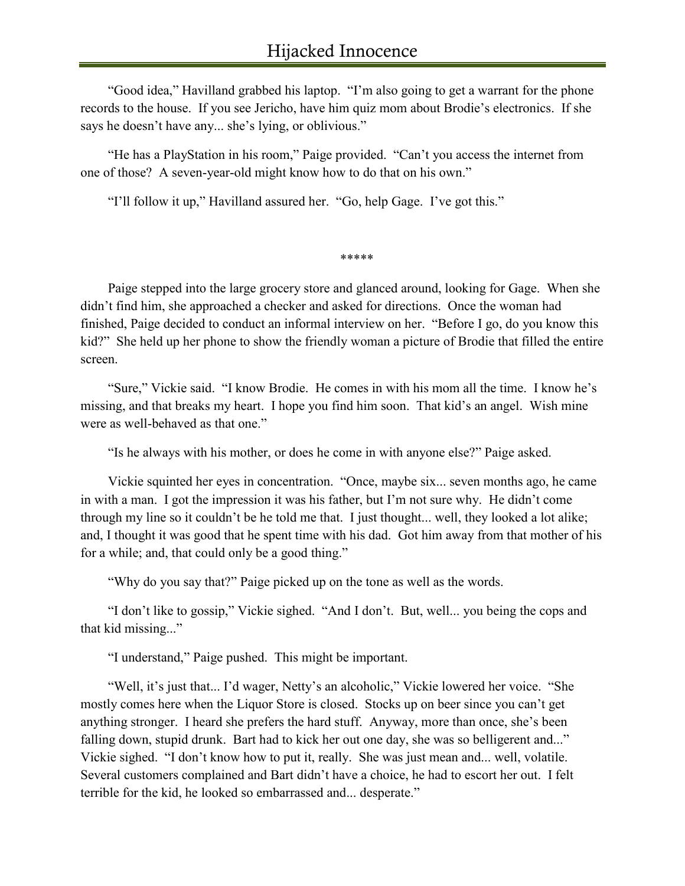"Good idea," Havilland grabbed his laptop. "I'm also going to get a warrant for the phone records to the house. If you see Jericho, have him quiz mom about Brodie's electronics. If she says he doesn't have any... she's lying, or oblivious."

"He has a PlayStation in his room," Paige provided. "Can't you access the internet from one of those? A seven-year-old might know how to do that on his own."

"I'll follow it up," Havilland assured her. "Go, help Gage. I've got this."

*****

Paige stepped into the large grocery store and glanced around, looking for Gage. When she didn't find him, she approached a checker and asked for directions. Once the woman had finished, Paige decided to conduct an informal interview on her. "Before I go, do you know this kid?" She held up her phone to show the friendly woman a picture of Brodie that filled the entire screen.

"Sure," Vickie said. "I know Brodie. He comes in with his mom all the time. I know he's missing, and that breaks my heart. I hope you find him soon. That kid's an angel. Wish mine were as well-behaved as that one."

"Is he always with his mother, or does he come in with anyone else?" Paige asked.

Vickie squinted her eyes in concentration. "Once, maybe six... seven months ago, he came in with a man. I got the impression it was his father, but I'm not sure why. He didn't come through my line so it couldn't be he told me that. I just thought... well, they looked a lot alike; and, I thought it was good that he spent time with his dad. Got him away from that mother of his for a while; and, that could only be a good thing."

"Why do you say that?" Paige picked up on the tone as well as the words.

"I don't like to gossip," Vickie sighed. "And I don't. But, well... you being the cops and that kid missing..."

"I understand," Paige pushed. This might be important.

"Well, it's just that... I'd wager, Netty's an alcoholic," Vickie lowered her voice. "She mostly comes here when the Liquor Store is closed. Stocks up on beer since you can't get anything stronger. I heard she prefers the hard stuff. Anyway, more than once, she's been falling down, stupid drunk. Bart had to kick her out one day, she was so belligerent and..." Vickie sighed. "I don't know how to put it, really. She was just mean and... well, volatile. Several customers complained and Bart didn't have a choice, he had to escort her out. I felt terrible for the kid, he looked so embarrassed and... desperate."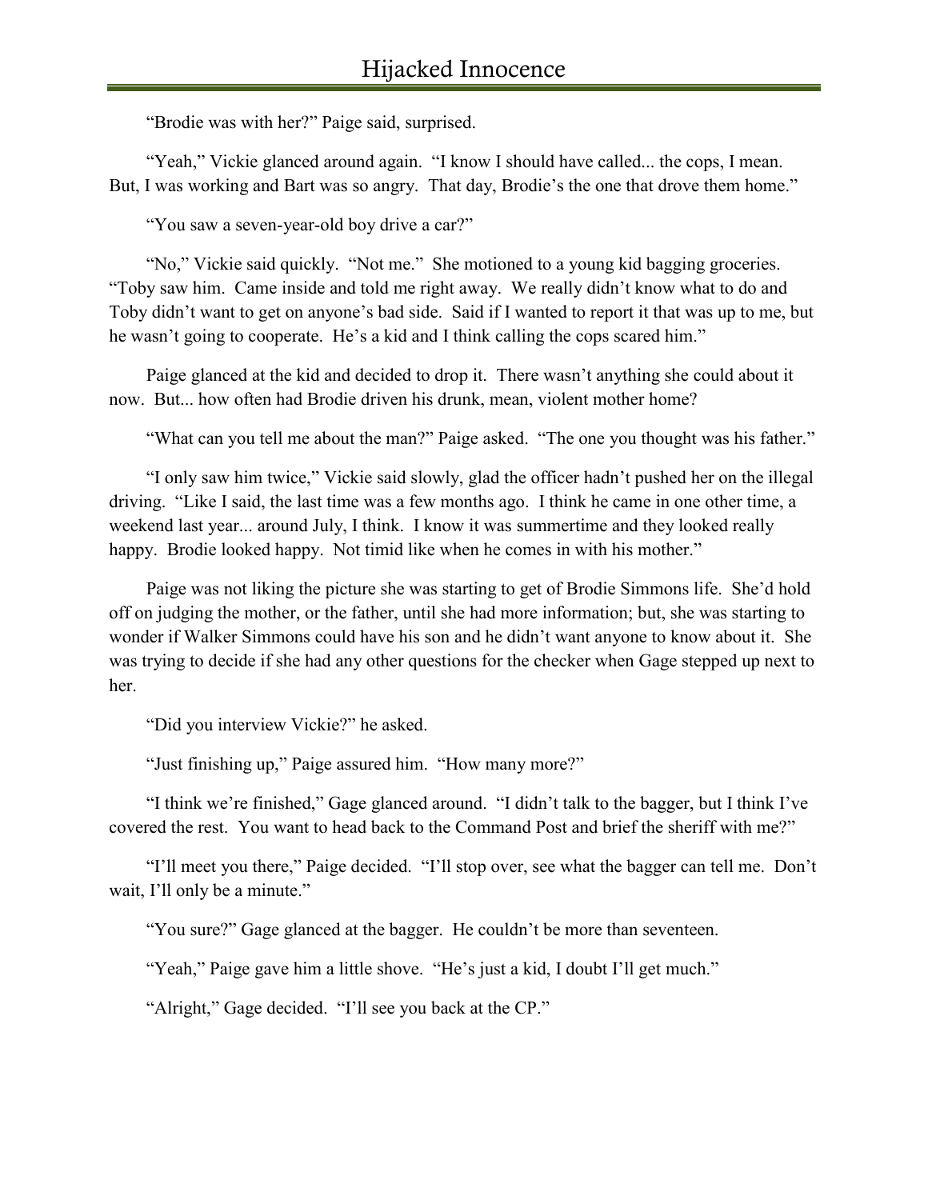"Brodie was with her?" Paige said, surprised.

"Yeah," Vickie glanced around again. "I know I should have called... the cops, I mean. But, I was working and Bart was so angry. That day, Brodie's the one that drove them home."

"You saw a seven-year-old boy drive a car?"

"No," Vickie said quickly. "Not me." She motioned to a young kid bagging groceries. "Toby saw him. Came inside and told me right away. We really didn't know what to do and Toby didn't want to get on anyone's bad side. Said if I wanted to report it that was up to me, but he wasn't going to cooperate. He's a kid and I think calling the cops scared him."

Paige glanced at the kid and decided to drop it. There wasn't anything she could about it now. But... how often had Brodie driven his drunk, mean, violent mother home?

"What can you tell me about the man?" Paige asked. "The one you thought was his father."

"I only saw him twice," Vickie said slowly, glad the officer hadn't pushed her on the illegal driving. "Like I said, the last time was a few months ago. I think he came in one other time, a weekend last year... around July, I think. I know it was summertime and they looked really happy. Brodie looked happy. Not timid like when he comes in with his mother."

Paige was not liking the picture she was starting to get of Brodie Simmons life. She'd hold off on judging the mother, or the father, until she had more information; but, she was starting to wonder if Walker Simmons could have his son and he didn't want anyone to know about it. She was trying to decide if she had any other questions for the checker when Gage stepped up next to her.

"Did you interview Vickie?" he asked.

"Just finishing up," Paige assured him. "How many more?"

"I think we're finished," Gage glanced around. "I didn't talk to the bagger, but I think I've covered the rest. You want to head back to the Command Post and brief the sheriff with me?"

"I'll meet you there," Paige decided. "I'll stop over, see what the bagger can tell me. Don't wait, I'll only be a minute."

"You sure?" Gage glanced at the bagger. He couldn't be more than seventeen.

"Yeah," Paige gave him a little shove. "He's just a kid, I doubt I'll get much."

"Alright," Gage decided. "I'll see you back at the CP."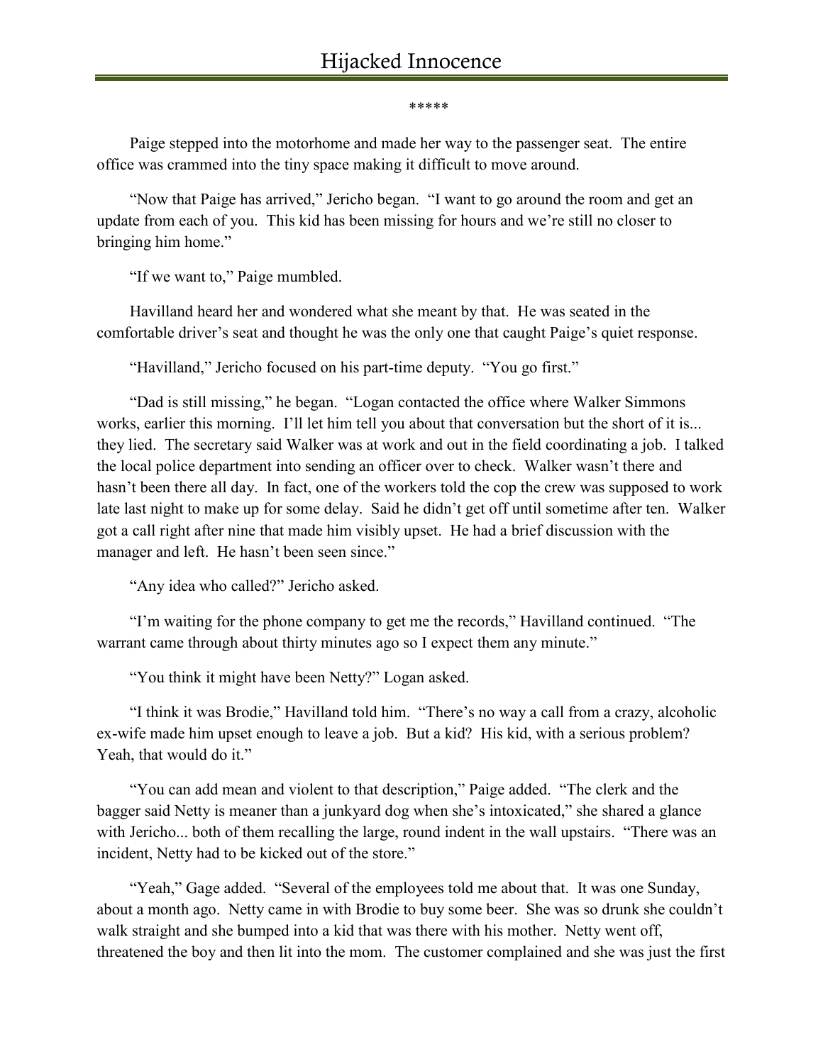\*\*\*\*\*

Paige stepped into the motorhome and made her way to the passenger seat. The entire office was crammed into the tiny space making it difficult to move around.

"Now that Paige has arrived," Jericho began. "I want to go around the room and get an update from each of you. This kid has been missing for hours and we're still no closer to bringing him home."

"If we want to," Paige mumbled.

Havilland heard her and wondered what she meant by that. He was seated in the comfortable driver's seat and thought he was the only one that caught Paige's quiet response.

"Havilland," Jericho focused on his part-time deputy. "You go first."

"Dad is still missing," he began. "Logan contacted the office where Walker Simmons works, earlier this morning. I'll let him tell you about that conversation but the short of it is... they lied. The secretary said Walker was at work and out in the field coordinating a job. I talked the local police department into sending an officer over to check. Walker wasn't there and hasn't been there all day. In fact, one of the workers told the cop the crew was supposed to work late last night to make up for some delay. Said he didn't get off until sometime after ten. Walker got a call right after nine that made him visibly upset. He had a brief discussion with the manager and left. He hasn't been seen since."

"Any idea who called?" Jericho asked.

"I'm waiting for the phone company to get me the records," Havilland continued. "The warrant came through about thirty minutes ago so I expect them any minute."

"You think it might have been Netty?" Logan asked.

"I think it was Brodie," Havilland told him. "There's no way a call from a crazy, alcoholic ex-wife made him upset enough to leave a job. But a kid? His kid, with a serious problem? Yeah, that would do it."

"You can add mean and violent to that description," Paige added. "The clerk and the bagger said Netty is meaner than a junkyard dog when she's intoxicated," she shared a glance with Jericho... both of them recalling the large, round indent in the wall upstairs. "There was an incident, Netty had to be kicked out of the store."

"Yeah," Gage added. "Several of the employees told me about that. It was one Sunday, about a month ago. Netty came in with Brodie to buy some beer. She was so drunk she couldn't walk straight and she bumped into a kid that was there with his mother. Netty went off, threatened the boy and then lit into the mom. The customer complained and she was just the first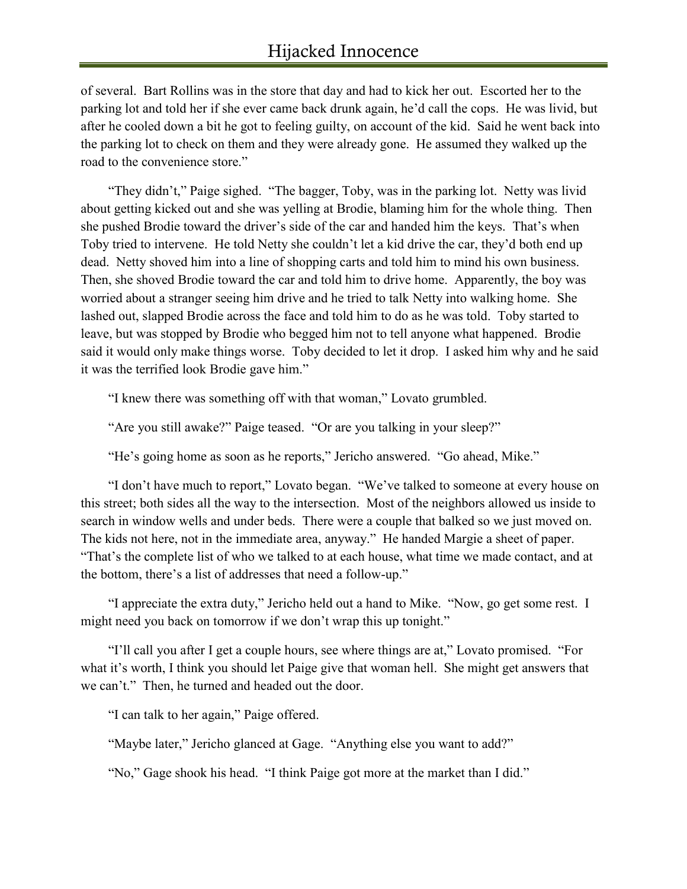of several. Bart Rollins was in the store that day and had to kick her out. Escorted her to the parking lot and told her if she ever came back drunk again, he'd call the cops. He was livid, but after he cooled down a bit he got to feeling guilty, on account of the kid. Said he went back into the parking lot to check on them and they were already gone. He assumed they walked up the road to the convenience store."

"They didn't," Paige sighed. "The bagger, Toby, was in the parking lot. Netty was livid about getting kicked out and she was yelling at Brodie, blaming him for the whole thing. Then she pushed Brodie toward the driver's side of the car and handed him the keys. That's when Toby tried to intervene. He told Netty she couldn't let a kid drive the car, they'd both end up dead. Netty shoved him into a line of shopping carts and told him to mind his own business. Then, she shoved Brodie toward the car and told him to drive home. Apparently, the boy was worried about a stranger seeing him drive and he tried to talk Netty into walking home. She lashed out, slapped Brodie across the face and told him to do as he was told. Toby started to leave, but was stopped by Brodie who begged him not to tell anyone what happened. Brodie said it would only make things worse. Toby decided to let it drop. I asked him why and he said it was the terrified look Brodie gave him."

"I knew there was something off with that woman," Lovato grumbled.

"Are you still awake?" Paige teased. "Or are you talking in your sleep?"

"He's going home as soon as he reports," Jericho answered. "Go ahead, Mike."

"I don't have much to report," Lovato began. "We've talked to someone at every house on this street; both sides all the way to the intersection. Most of the neighbors allowed us inside to search in window wells and under beds. There were a couple that balked so we just moved on. The kids not here, not in the immediate area, anyway." He handed Margie a sheet of paper. "That's the complete list of who we talked to at each house, what time we made contact, and at the bottom, there's a list of addresses that need a follow-up."

"I appreciate the extra duty," Jericho held out a hand to Mike. "Now, go get some rest. I might need you back on tomorrow if we don't wrap this up tonight."

"I'll call you after I get a couple hours, see where things are at," Lovato promised. "For what it's worth, I think you should let Paige give that woman hell. She might get answers that we can't." Then, he turned and headed out the door.

"I can talk to her again," Paige offered.

"Maybe later," Jericho glanced at Gage. "Anything else you want to add?"

"No," Gage shook his head. "I think Paige got more at the market than I did."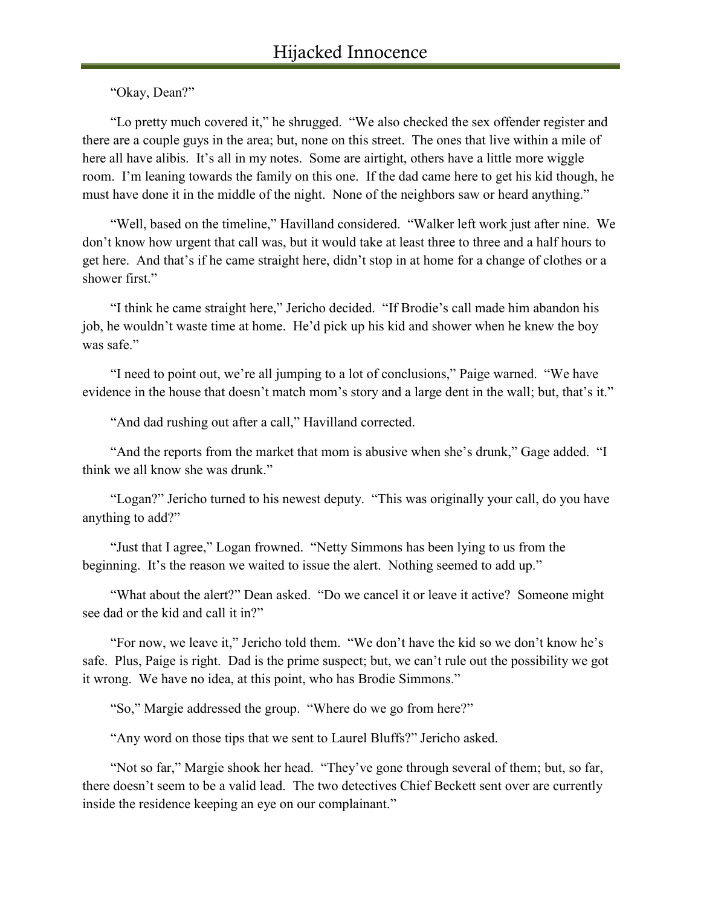“Okay, Dean?”

“Lo pretty much covered it,” he shrugged. “We also checked the sex offender register and there are a couple guys in the area; but, none on this street. The ones that live within a mile of here all have alibis. It’s all in my notes. Some are airtight, others have a little more wiggle room. I’m leaning towards the family on this one. If the dad came here to get his kid though, he must have done it in the middle of the night. None of the neighbors saw or heard anything.”

“Well, based on the timeline,” Havilland considered. “Walker left work just after nine. We don’t know how urgent that call was, but it would take at least three to three and a half hours to get here. And that’s if he came straight here, didn’t stop in at home for a change of clothes or a shower first.”

“I think he came straight here,” Jericho decided. “If Brodie’s call made him abandon his job, he wouldn’t waste time at home. He’d pick up his kid and shower when he knew the boy was safe.”

“I need to point out, we’re all jumping to a lot of conclusions,” Paige warned. “We have evidence in the house that doesn’t match mom’s story and a large dent in the wall; but, that’s it.”

“And dad rushing out after a call,” Havilland corrected.

“And the reports from the market that mom is abusive when she’s drunk,” Gage added. “I think we all know she was drunk.”

“Logan?” Jericho turned to his newest deputy. “This was originally your call, do you have anything to add?”

“Just that I agree,” Logan frowned. “Netty Simmons has been lying to us from the beginning. It’s the reason we waited to issue the alert. Nothing seemed to add up.”

“What about the alert?” Dean asked. “Do we cancel it or leave it active? Someone might see dad or the kid and call it in?”

“For now, we leave it,” Jericho told them. “We don’t have the kid so we don’t know he’s safe. Plus, Paige is right. Dad is the prime suspect; but, we can’t rule out the possibility we got it wrong. We have no idea, at this point, who has Brodie Simmons.”

“So,” Margie addressed the group. “Where do we go from here?”

“Any word on those tips that we sent to Laurel Bluffs?” Jericho asked.

“Not so far,” Margie shook her head. “They’ve gone through several of them; but, so far, there doesn’t seem to be a valid lead. The two detectives Chief Beckett sent over are currently inside the residence keeping an eye on our complainant.”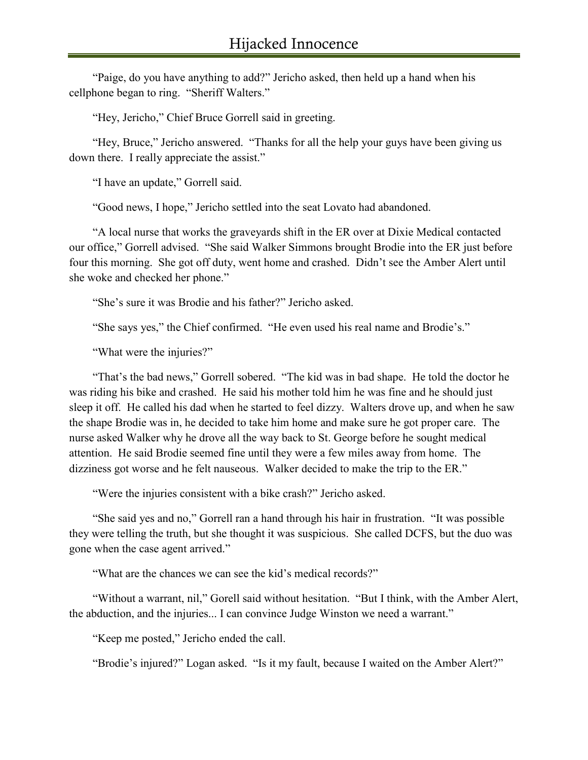“Paige, do you have anything to add?” Jericho asked, then held up a hand when his cellphone began to ring. “Sheriff Walters.”

“Hey, Jericho,” Chief Bruce Gorrell said in greeting.

“Hey, Bruce,” Jericho answered. “Thanks for all the help your guys have been giving us down there. I really appreciate the assist.”

“I have an update,” Gorrell said.

“Good news, I hope,” Jericho settled into the seat Lovato had abandoned.

“A local nurse that works the graveyards shift in the ER over at Dixie Medical contacted our office,” Gorrell advised. “She said Walker Simmons brought Brodie into the ER just before four this morning. She got off duty, went home and crashed. Didn’t see the Amber Alert until she woke and checked her phone.”

“She’s sure it was Brodie and his father?” Jericho asked.

“She says yes,” the Chief confirmed. “He even used his real name and Brodie’s.”

“What were the injuries?”

“That’s the bad news,” Gorrell sobered. “The kid was in bad shape. He told the doctor he was riding his bike and crashed. He said his mother told him he was fine and he should just sleep it off. He called his dad when he started to feel dizzy. Walters drove up, and when he saw the shape Brodie was in, he decided to take him home and make sure he got proper care. The nurse asked Walker why he drove all the way back to St. George before he sought medical attention. He said Brodie seemed fine until they were a few miles away from home. The dizziness got worse and he felt nauseous. Walker decided to make the trip to the ER.”

“Were the injuries consistent with a bike crash?” Jericho asked.

“She said yes and no,” Gorrell ran a hand through his hair in frustration. “It was possible they were telling the truth, but she thought it was suspicious. She called DCFS, but the duo was gone when the case agent arrived.”

“What are the chances we can see the kid’s medical records?”

“Without a warrant, nil,” Gorell said without hesitation. “But I think, with the Amber Alert, the abduction, and the injuries... I can convince Judge Winston we need a warrant.”

“Keep me posted,” Jericho ended the call.

“Brodie’s injured?” Logan asked. “Is it my fault, because I waited on the Amber Alert?”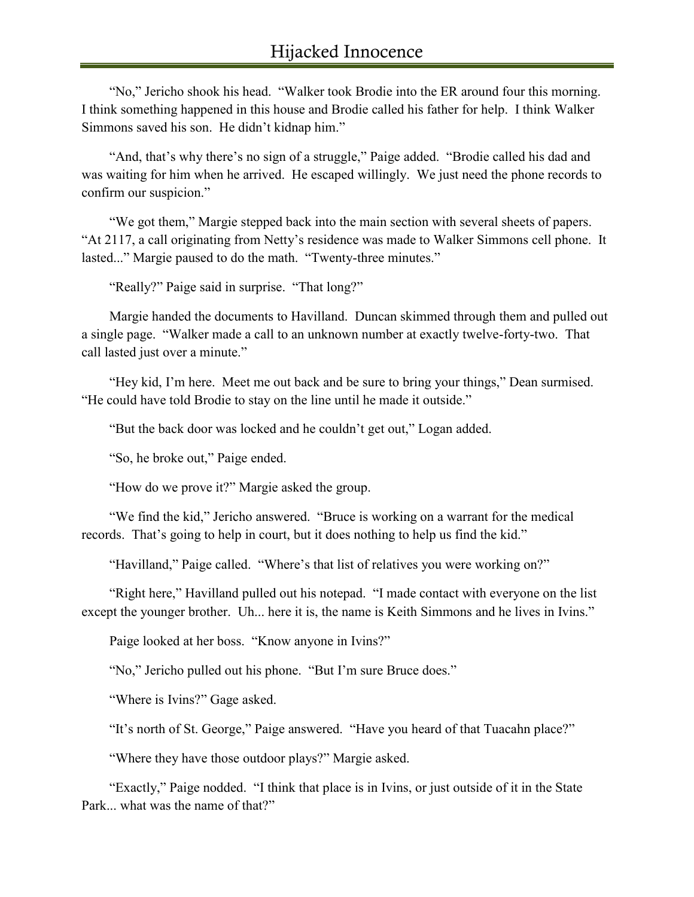"No," Jericho shook his head. "Walker took Brodie into the ER around four this morning. I think something happened in this house and Brodie called his father for help. I think Walker Simmons saved his son. He didn't kidnap him."

"And, that's why there's no sign of a struggle," Paige added. "Brodie called his dad and was waiting for him when he arrived. He escaped willingly. We just need the phone records to confirm our suspicion."

"We got them," Margie stepped back into the main section with several sheets of papers. "At 2117, a call originating from Netty's residence was made to Walker Simmons cell phone. It lasted..." Margie paused to do the math. "Twenty-three minutes."

"Really?" Paige said in surprise. "That long?"

Margie handed the documents to Havilland. Duncan skimmed through them and pulled out a single page. "Walker made a call to an unknown number at exactly twelve-forty-two. That call lasted just over a minute."

"Hey kid, I'm here. Meet me out back and be sure to bring your things," Dean surmised. "He could have told Brodie to stay on the line until he made it outside."

"But the back door was locked and he couldn't get out," Logan added.

"So, he broke out," Paige ended.

"How do we prove it?" Margie asked the group.

"We find the kid," Jericho answered. "Bruce is working on a warrant for the medical records. That's going to help in court, but it does nothing to help us find the kid."

"Havilland," Paige called. "Where's that list of relatives you were working on?"

"Right here," Havilland pulled out his notepad. "I made contact with everyone on the list except the younger brother. Uh... here it is, the name is Keith Simmons and he lives in Ivins."

Paige looked at her boss. "Know anyone in Ivins?"

"No," Jericho pulled out his phone. "But I'm sure Bruce does."

"Where is Ivins?" Gage asked.

"It's north of St. George," Paige answered. "Have you heard of that Tuacahn place?"

"Where they have those outdoor plays?" Margie asked.

"Exactly," Paige nodded. "I think that place is in Ivins, or just outside of it in the State Park... what was the name of that?"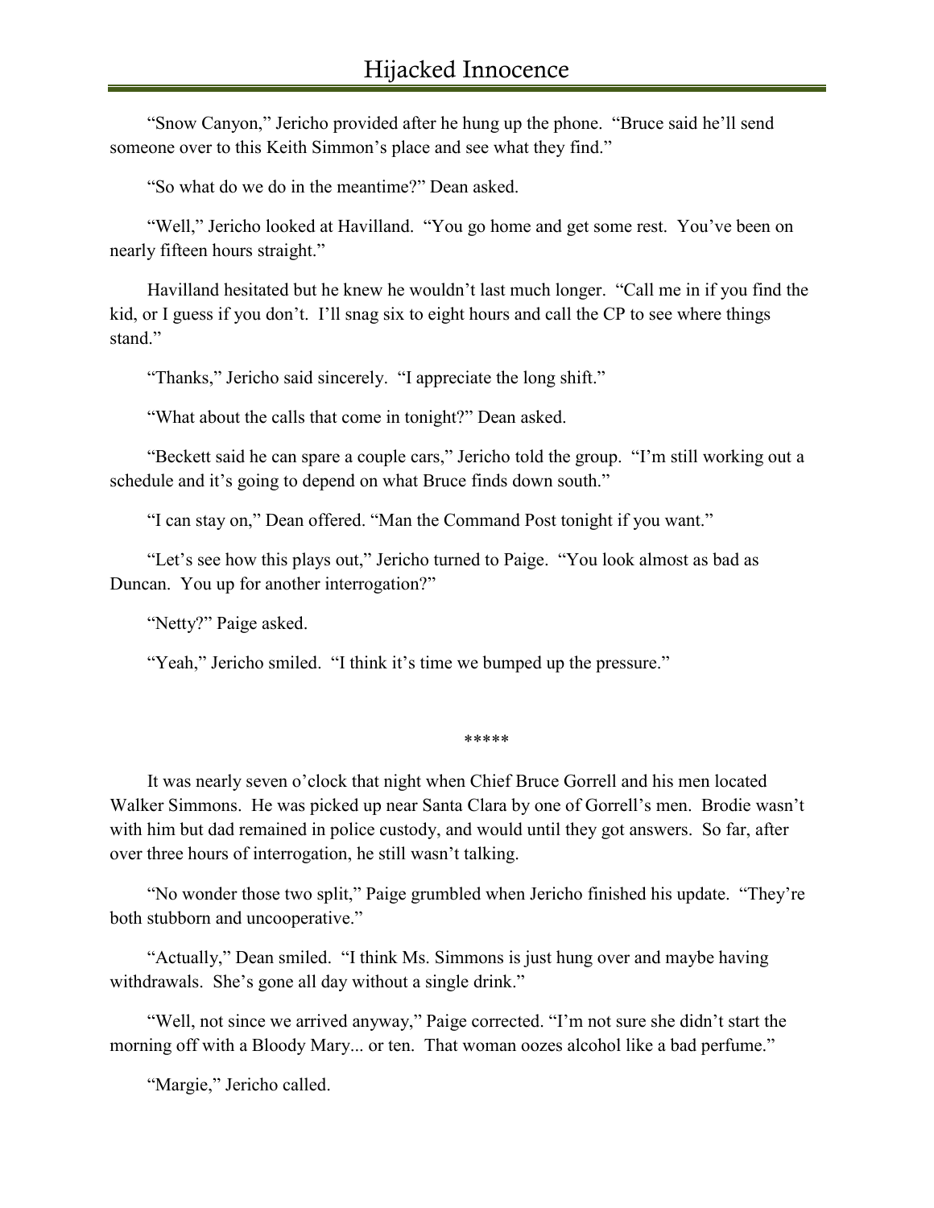"Snow Canyon," Jericho provided after he hung up the phone. "Bruce said he'll send someone over to this Keith Simmon's place and see what they find."

"So what do we do in the meantime?" Dean asked.

"Well," Jericho looked at Havilland. "You go home and get some rest. You've been on nearly fifteen hours straight."

Havilland hesitated but he knew he wouldn't last much longer. "Call me in if you find the kid, or I guess if you don't. I'll snag six to eight hours and call the CP to see where things stand."

"Thanks," Jericho said sincerely. "I appreciate the long shift."

"What about the calls that come in tonight?" Dean asked.

"Beckett said he can spare a couple cars," Jericho told the group. "I'm still working out a schedule and it's going to depend on what Bruce finds down south."

"I can stay on," Dean offered. "Man the Command Post tonight if you want."

"Let's see how this plays out," Jericho turned to Paige. "You look almost as bad as Duncan. You up for another interrogation?"

"Netty?" Paige asked.

"Yeah," Jericho smiled. "I think it's time we bumped up the pressure."

*****

It was nearly seven o'clock that night when Chief Bruce Gorrell and his men located Walker Simmons. He was picked up near Santa Clara by one of Gorrell's men. Brodie wasn't with him but dad remained in police custody, and would until they got answers. So far, after over three hours of interrogation, he still wasn't talking.

"No wonder those two split," Paige grumbled when Jericho finished his update. "They're both stubborn and uncooperative."

"Actually," Dean smiled. "I think Ms. Simmons is just hung over and maybe having withdrawals. She's gone all day without a single drink."

"Well, not since we arrived anyway," Paige corrected. "I'm not sure she didn't start the morning off with a Bloody Mary... or ten. That woman oozes alcohol like a bad perfume."

"Margie," Jericho called.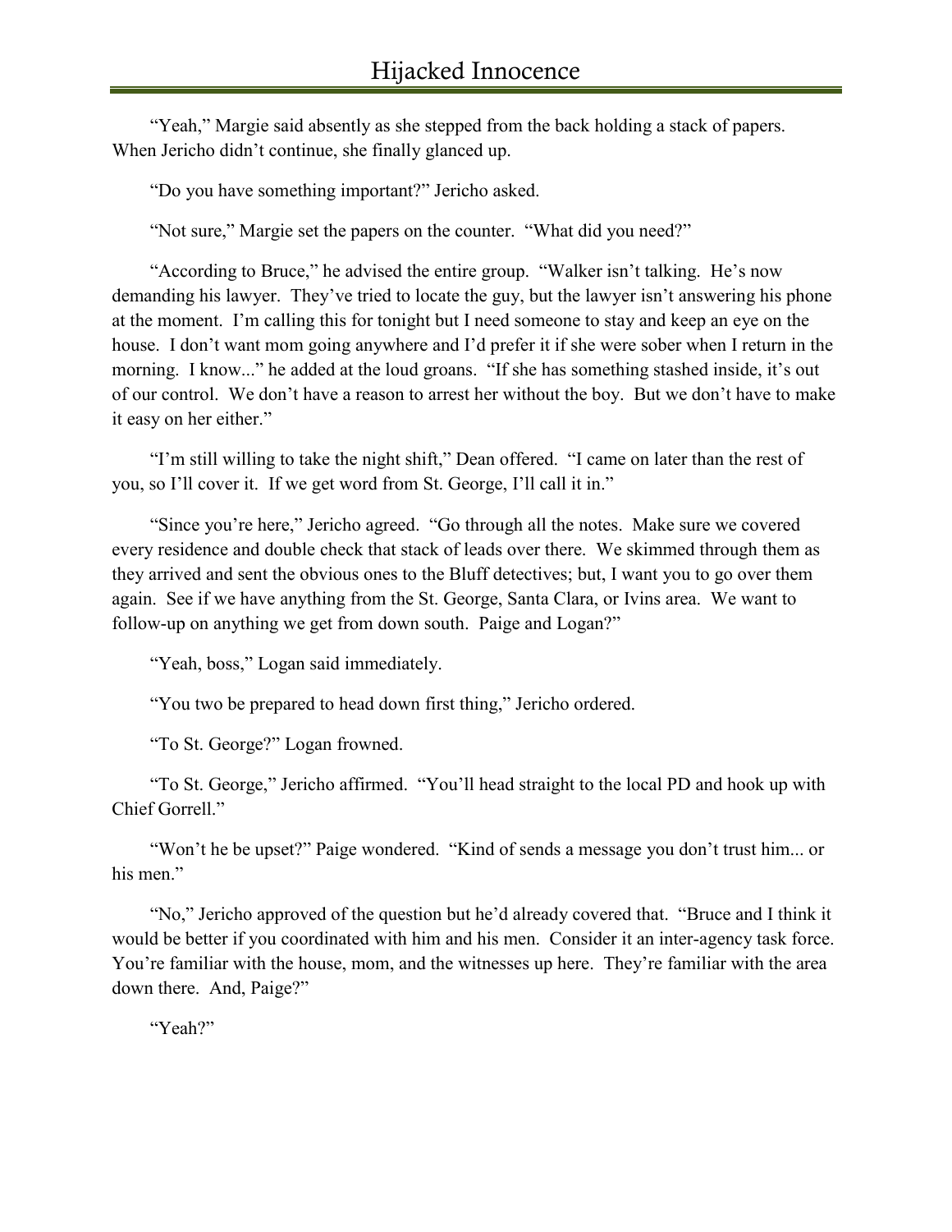"Yeah," Margie said absently as she stepped from the back holding a stack of papers. When Jericho didn't continue, she finally glanced up.

"Do you have something important?" Jericho asked.

"Not sure," Margie set the papers on the counter. "What did you need?"

"According to Bruce," he advised the entire group. "Walker isn't talking. He's now demanding his lawyer. They've tried to locate the guy, but the lawyer isn't answering his phone at the moment. I'm calling this for tonight but I need someone to stay and keep an eye on the house. I don't want mom going anywhere and I'd prefer it if she were sober when I return in the morning. I know..." he added at the loud groans. "If she has something stashed inside, it's out of our control. We don't have a reason to arrest her without the boy. But we don't have to make it easy on her either."

"I'm still willing to take the night shift," Dean offered. "I came on later than the rest of you, so I'll cover it. If we get word from St. George, I'll call it in."

"Since you're here," Jericho agreed. "Go through all the notes. Make sure we covered every residence and double check that stack of leads over there. We skimmed through them as they arrived and sent the obvious ones to the Bluff detectives; but, I want you to go over them again. See if we have anything from the St. George, Santa Clara, or Ivins area. We want to follow-up on anything we get from down south. Paige and Logan?"

"Yeah, boss," Logan said immediately.

"You two be prepared to head down first thing," Jericho ordered.

"To St. George?" Logan frowned.

"To St. George," Jericho affirmed. "You'll head straight to the local PD and hook up with Chief Gorrell."

"Won't he be upset?" Paige wondered. "Kind of sends a message you don't trust him... or his men."

"No," Jericho approved of the question but he'd already covered that. "Bruce and I think it would be better if you coordinated with him and his men. Consider it an inter-agency task force. You're familiar with the house, mom, and the witnesses up here. They're familiar with the area down there. And, Paige?"

"Yeah?"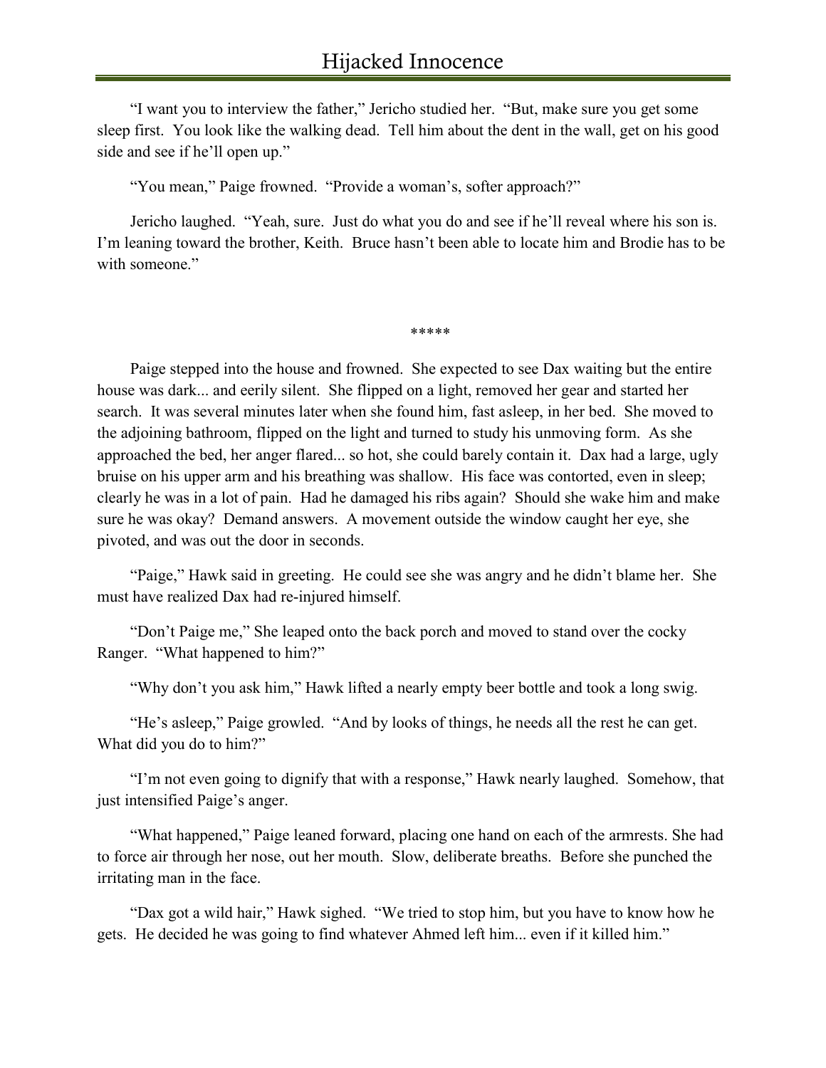"I want you to interview the father," Jericho studied her. "But, make sure you get some sleep first. You look like the walking dead. Tell him about the dent in the wall, get on his good side and see if he'll open up."

"You mean," Paige frowned. "Provide a woman's, softer approach?"

Jericho laughed. "Yeah, sure. Just do what you do and see if he'll reveal where his son is. I'm leaning toward the brother, Keith. Bruce hasn't been able to locate him and Brodie has to be with someone."

*****

Paige stepped into the house and frowned. She expected to see Dax waiting but the entire house was dark... and eerily silent. She flipped on a light, removed her gear and started her search. It was several minutes later when she found him, fast asleep, in her bed. She moved to the adjoining bathroom, flipped on the light and turned to study his unmoving form. As she approached the bed, her anger flared... so hot, she could barely contain it. Dax had a large, ugly bruise on his upper arm and his breathing was shallow. His face was contorted, even in sleep; clearly he was in a lot of pain. Had he damaged his ribs again? Should she wake him and make sure he was okay? Demand answers. A movement outside the window caught her eye, she pivoted, and was out the door in seconds.

"Paige," Hawk said in greeting. He could see she was angry and he didn't blame her. She must have realized Dax had re-injured himself.

"Don't Paige me," She leaped onto the back porch and moved to stand over the cocky Ranger. "What happened to him?"

"Why don't you ask him," Hawk lifted a nearly empty beer bottle and took a long swig.

"He's asleep," Paige growled. "And by looks of things, he needs all the rest he can get. What did you do to him?"

"I'm not even going to dignify that with a response," Hawk nearly laughed. Somehow, that just intensified Paige's anger.

"What happened," Paige leaned forward, placing one hand on each of the armrests. She had to force air through her nose, out her mouth. Slow, deliberate breaths. Before she punched the irritating man in the face.

"Dax got a wild hair," Hawk sighed. "We tried to stop him, but you have to know how he gets. He decided he was going to find whatever Ahmed left him... even if it killed him."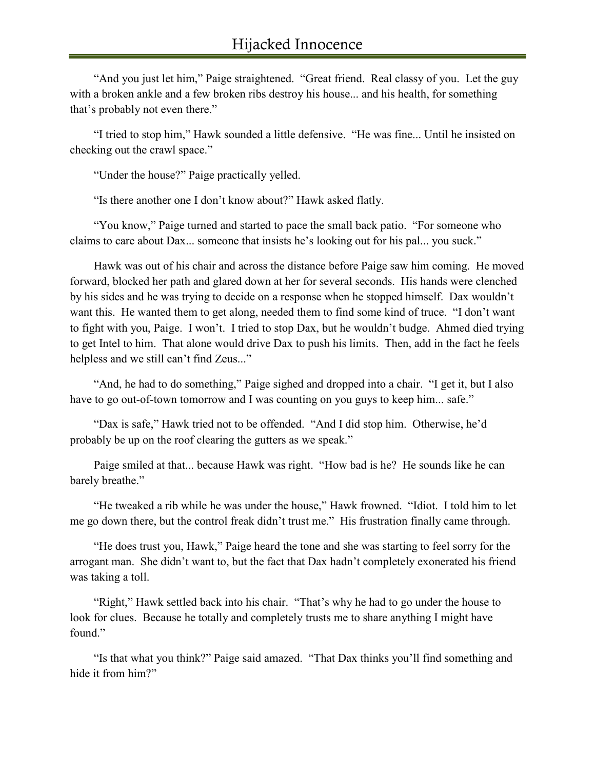"And you just let him," Paige straightened. "Great friend. Real classy of you. Let the guy with a broken ankle and a few broken ribs destroy his house... and his health, for something that's probably not even there."

"I tried to stop him," Hawk sounded a little defensive. "He was fine... Until he insisted on checking out the crawl space."

"Under the house?" Paige practically yelled.

"Is there another one I don't know about?" Hawk asked flatly.

"You know," Paige turned and started to pace the small back patio. "For someone who claims to care about Dax... someone that insists he's looking out for his pal... you suck."

Hawk was out of his chair and across the distance before Paige saw him coming. He moved forward, blocked her path and glared down at her for several seconds. His hands were clenched by his sides and he was trying to decide on a response when he stopped himself. Dax wouldn't want this. He wanted them to get along, needed them to find some kind of truce. "I don't want to fight with you, Paige. I won't. I tried to stop Dax, but he wouldn't budge. Ahmed died trying to get Intel to him. That alone would drive Dax to push his limits. Then, add in the fact he feels helpless and we still can't find Zeus..."

"And, he had to do something," Paige sighed and dropped into a chair. "I get it, but I also have to go out-of-town tomorrow and I was counting on you guys to keep him... safe."

"Dax is safe," Hawk tried not to be offended. "And I did stop him. Otherwise, he'd probably be up on the roof clearing the gutters as we speak."

Paige smiled at that... because Hawk was right. "How bad is he? He sounds like he can barely breathe."

"He tweaked a rib while he was under the house," Hawk frowned. "Idiot. I told him to let me go down there, but the control freak didn't trust me." His frustration finally came through.

"He does trust you, Hawk," Paige heard the tone and she was starting to feel sorry for the arrogant man. She didn't want to, but the fact that Dax hadn't completely exonerated his friend was taking a toll.

"Right," Hawk settled back into his chair. "That's why he had to go under the house to look for clues. Because he totally and completely trusts me to share anything I might have found."

"Is that what you think?" Paige said amazed. "That Dax thinks you'll find something and hide it from him?"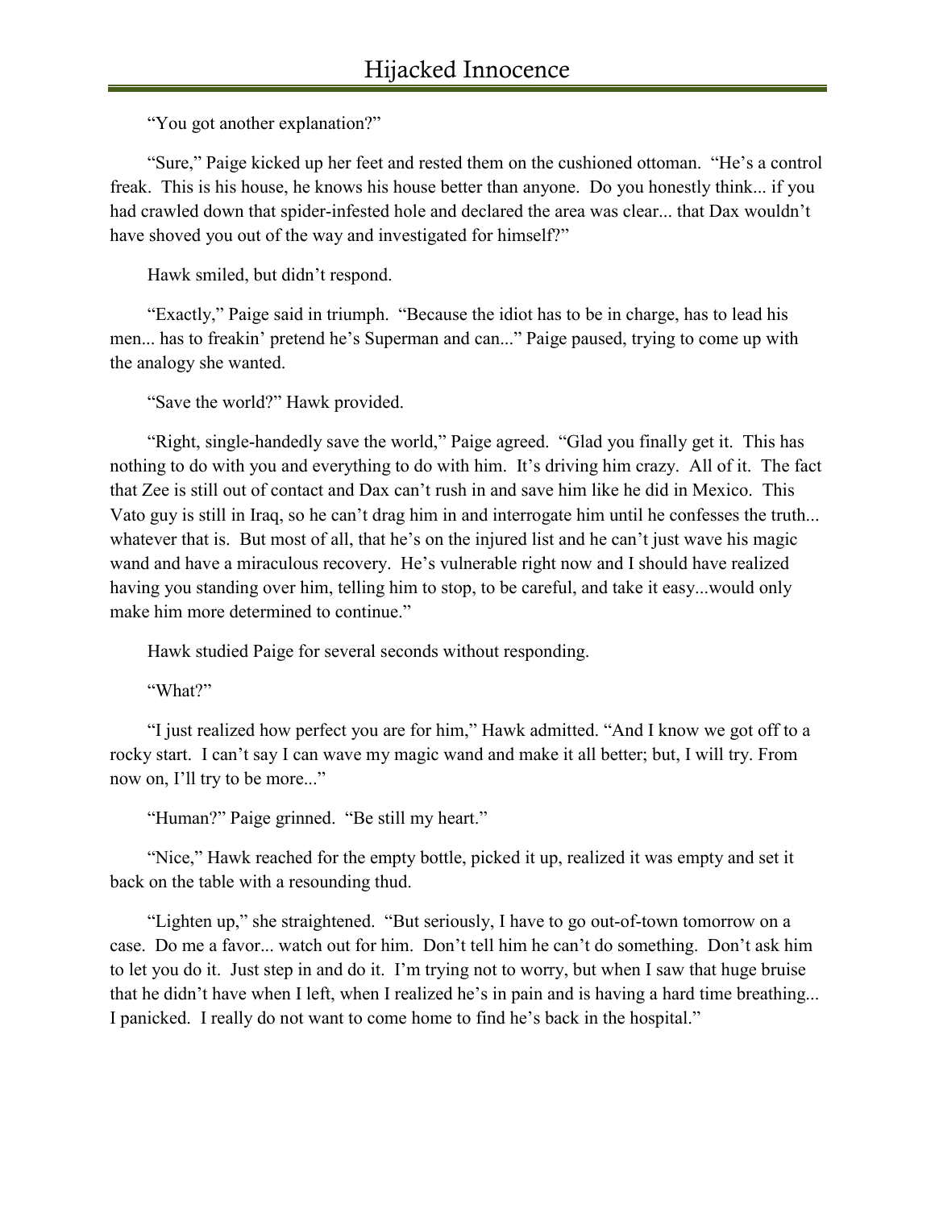"You got another explanation?"

"Sure," Paige kicked up her feet and rested them on the cushioned ottoman. "He's a control freak. This is his house, he knows his house better than anyone. Do you honestly think... if you had crawled down that spider-infested hole and declared the area was clear... that Dax wouldn't have shoved you out of the way and investigated for himself?"

Hawk smiled, but didn't respond.

"Exactly," Paige said in triumph. "Because the idiot has to be in charge, has to lead his men... has to freakin' pretend he's Superman and can..." Paige paused, trying to come up with the analogy she wanted.

"Save the world?" Hawk provided.

"Right, single-handedly save the world," Paige agreed. "Glad you finally get it. This has nothing to do with you and everything to do with him. It's driving him crazy. All of it. The fact that Zee is still out of contact and Dax can't rush in and save him like he did in Mexico. This Vato guy is still in Iraq, so he can't drag him in and interrogate him until he confesses the truth... whatever that is. But most of all, that he's on the injured list and he can't just wave his magic wand and have a miraculous recovery. He's vulnerable right now and I should have realized having you standing over him, telling him to stop, to be careful, and take it easy...would only make him more determined to continue."

Hawk studied Paige for several seconds without responding.

"What?"

"I just realized how perfect you are for him," Hawk admitted. "And I know we got off to a rocky start. I can't say I can wave my magic wand and make it all better; but, I will try. From now on, I'll try to be more..."

"Human?" Paige grinned. "Be still my heart."

"Nice," Hawk reached for the empty bottle, picked it up, realized it was empty and set it back on the table with a resounding thud.

"Lighten up," she straightened. "But seriously, I have to go out-of-town tomorrow on a case. Do me a favor... watch out for him. Don't tell him he can't do something. Don't ask him to let you do it. Just step in and do it. I'm trying not to worry, but when I saw that huge bruise that he didn't have when I left, when I realized he's in pain and is having a hard time breathing... I panicked. I really do not want to come home to find he's back in the hospital."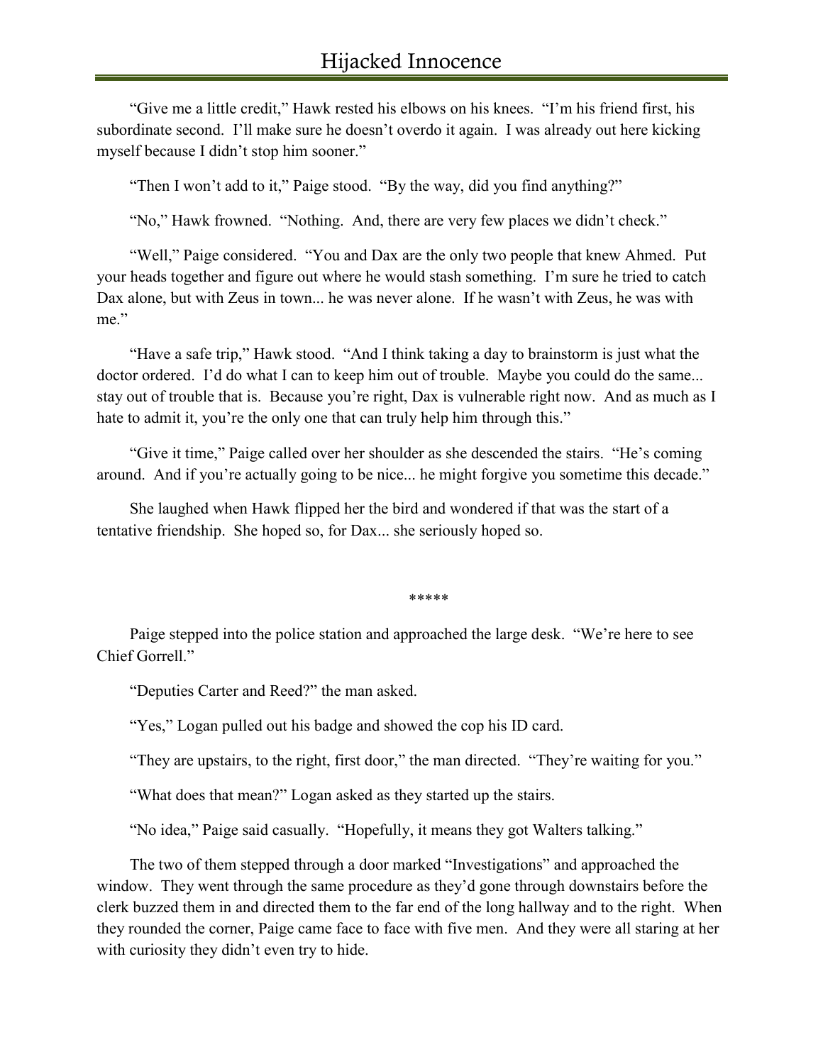"Give me a little credit," Hawk rested his elbows on his knees. "I'm his friend first, his subordinate second. I'll make sure he doesn't overdo it again. I was already out here kicking myself because I didn't stop him sooner."

"Then I won't add to it," Paige stood. "By the way, did you find anything?"

"No," Hawk frowned. "Nothing. And, there are very few places we didn't check."

"Well," Paige considered. "You and Dax are the only two people that knew Ahmed. Put your heads together and figure out where he would stash something. I'm sure he tried to catch Dax alone, but with Zeus in town... he was never alone. If he wasn't with Zeus, he was with me."

"Have a safe trip," Hawk stood. "And I think taking a day to brainstorm is just what the doctor ordered. I'd do what I can to keep him out of trouble. Maybe you could do the same... stay out of trouble that is. Because you're right, Dax is vulnerable right now. And as much as I hate to admit it, you're the only one that can truly help him through this."

"Give it time," Paige called over her shoulder as she descended the stairs. "He's coming around. And if you're actually going to be nice... he might forgive you sometime this decade."

She laughed when Hawk flipped her the bird and wondered if that was the start of a tentative friendship. She hoped so, for Dax... she seriously hoped so.

*****

Paige stepped into the police station and approached the large desk. "We're here to see Chief Gorrell."

"Deputies Carter and Reed?" the man asked.

"Yes," Logan pulled out his badge and showed the cop his ID card.

"They are upstairs, to the right, first door," the man directed. "They're waiting for you."

"What does that mean?" Logan asked as they started up the stairs.

"No idea," Paige said casually. "Hopefully, it means they got Walters talking."

The two of them stepped through a door marked "Investigations" and approached the window. They went through the same procedure as they'd gone through downstairs before the clerk buzzed them in and directed them to the far end of the long hallway and to the right. When they rounded the corner, Paige came face to face with five men. And they were all staring at her with curiosity they didn't even try to hide.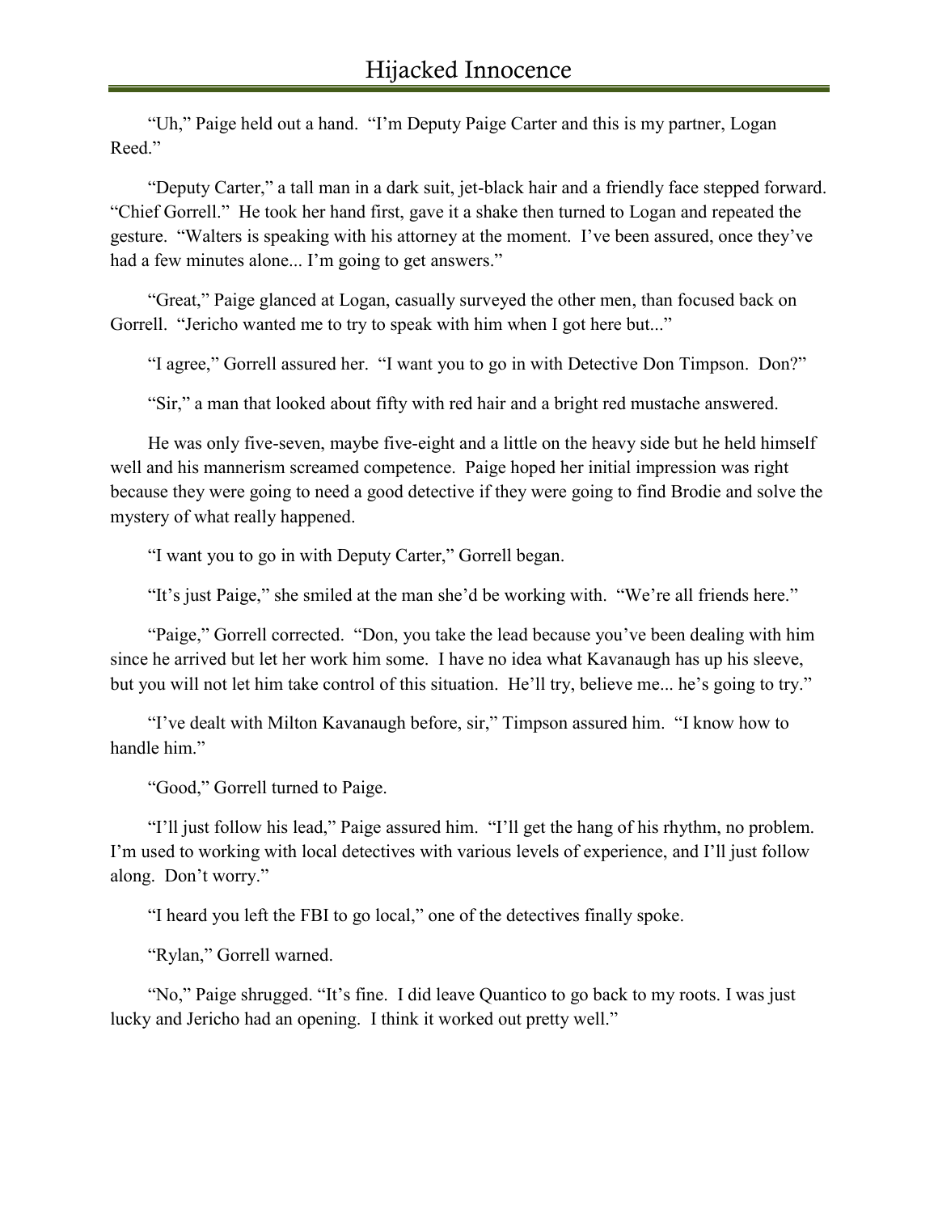"Uh," Paige held out a hand. "I'm Deputy Paige Carter and this is my partner, Logan Reed."

"Deputy Carter," a tall man in a dark suit, jet-black hair and a friendly face stepped forward. "Chief Gorrell." He took her hand first, gave it a shake then turned to Logan and repeated the gesture. "Walters is speaking with his attorney at the moment. I've been assured, once they've had a few minutes alone... I'm going to get answers."

"Great," Paige glanced at Logan, casually surveyed the other men, than focused back on Gorrell. "Jericho wanted me to try to speak with him when I got here but..."

"I agree," Gorrell assured her. "I want you to go in with Detective Don Timpson. Don?"

"Sir," a man that looked about fifty with red hair and a bright red mustache answered.

He was only five-seven, maybe five-eight and a little on the heavy side but he held himself well and his mannerism screamed competence. Paige hoped her initial impression was right because they were going to need a good detective if they were going to find Brodie and solve the mystery of what really happened.

"I want you to go in with Deputy Carter," Gorrell began.

"It's just Paige," she smiled at the man she'd be working with. "We're all friends here."

"Paige," Gorrell corrected. "Don, you take the lead because you've been dealing with him since he arrived but let her work him some. I have no idea what Kavanaugh has up his sleeve, but you will not let him take control of this situation. He'll try, believe me... he's going to try."

"I've dealt with Milton Kavanaugh before, sir," Timpson assured him. "I know how to handle him."

"Good," Gorrell turned to Paige.

"I'll just follow his lead," Paige assured him. "I'll get the hang of his rhythm, no problem. I'm used to working with local detectives with various levels of experience, and I'll just follow along. Don't worry."

"I heard you left the FBI to go local," one of the detectives finally spoke.

"Rylan," Gorrell warned.

"No," Paige shrugged. "It's fine. I did leave Quantico to go back to my roots. I was just lucky and Jericho had an opening. I think it worked out pretty well."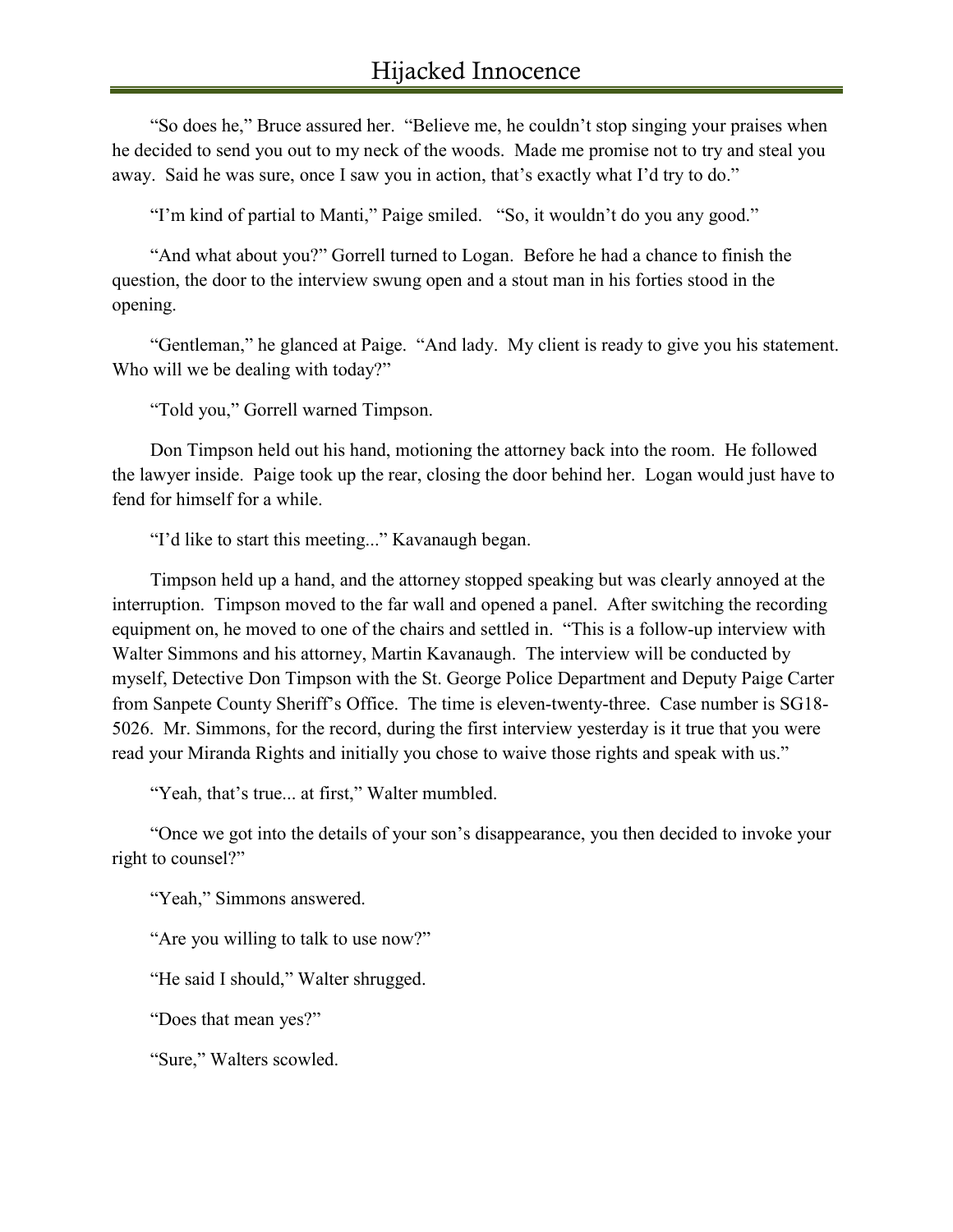"So does he," Bruce assured her. "Believe me, he couldn't stop singing your praises when he decided to send you out to my neck of the woods. Made me promise not to try and steal you away. Said he was sure, once I saw you in action, that's exactly what I'd try to do."

"I'm kind of partial to Manti," Paige smiled. "So, it wouldn't do you any good."

"And what about you?" Gorrell turned to Logan. Before he had a chance to finish the question, the door to the interview swung open and a stout man in his forties stood in the opening.

"Gentleman," he glanced at Paige. "And lady. My client is ready to give you his statement. Who will we be dealing with today?"

"Told you," Gorrell warned Timpson.

Don Timpson held out his hand, motioning the attorney back into the room. He followed the lawyer inside. Paige took up the rear, closing the door behind her. Logan would just have to fend for himself for a while.

"I'd like to start this meeting..." Kavanaugh began.

Timpson held up a hand, and the attorney stopped speaking but was clearly annoyed at the interruption. Timpson moved to the far wall and opened a panel. After switching the recording equipment on, he moved to one of the chairs and settled in. "This is a follow-up interview with Walter Simmons and his attorney, Martin Kavanaugh. The interview will be conducted by myself, Detective Don Timpson with the St. George Police Department and Deputy Paige Carter from Sanpete County Sheriff's Office. The time is eleven-twenty-three. Case number is SG18-5026. Mr. Simmons, for the record, during the first interview yesterday is it true that you were read your Miranda Rights and initially you chose to waive those rights and speak with us."

"Yeah, that's true... at first," Walter mumbled.

"Once we got into the details of your son's disappearance, you then decided to invoke your right to counsel?"

"Yeah," Simmons answered.

"Are you willing to talk to use now?"

"He said I should," Walter shrugged.

"Does that mean yes?"

"Sure," Walters scowled.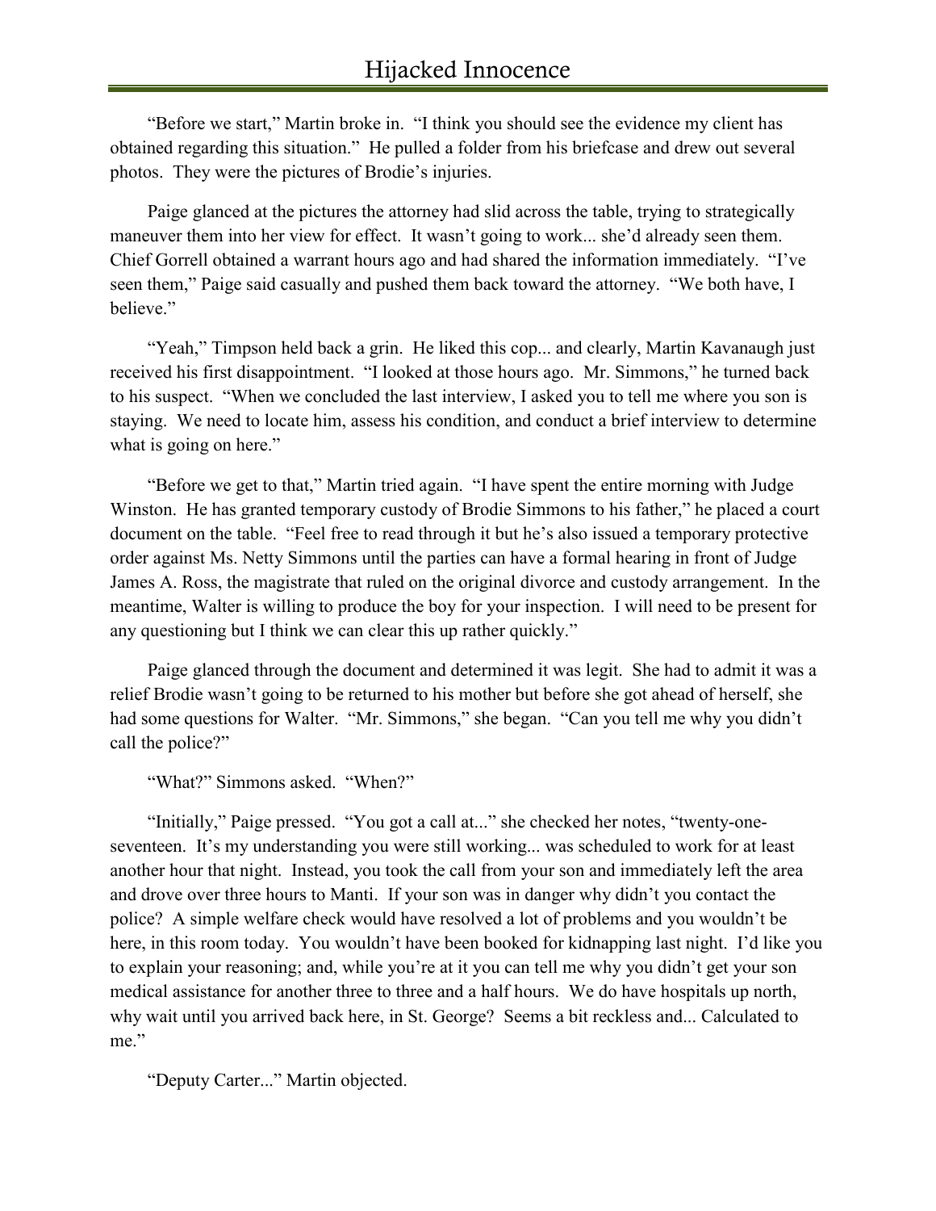"Before we start," Martin broke in. "I think you should see the evidence my client has obtained regarding this situation." He pulled a folder from his briefcase and drew out several photos. They were the pictures of Brodie's injuries.

Paige glanced at the pictures the attorney had slid across the table, trying to strategically maneuver them into her view for effect. It wasn't going to work... she'd already seen them. Chief Gorrell obtained a warrant hours ago and had shared the information immediately. "I've seen them," Paige said casually and pushed them back toward the attorney. "We both have, I believe."

"Yeah," Timpson held back a grin. He liked this cop... and clearly, Martin Kavanaugh just received his first disappointment. "I looked at those hours ago. Mr. Simmons," he turned back to his suspect. "When we concluded the last interview, I asked you to tell me where you son is staying. We need to locate him, assess his condition, and conduct a brief interview to determine what is going on here."

"Before we get to that," Martin tried again. "I have spent the entire morning with Judge Winston. He has granted temporary custody of Brodie Simmons to his father," he placed a court document on the table. "Feel free to read through it but he's also issued a temporary protective order against Ms. Netty Simmons until the parties can have a formal hearing in front of Judge James A. Ross, the magistrate that ruled on the original divorce and custody arrangement. In the meantime, Walter is willing to produce the boy for your inspection. I will need to be present for any questioning but I think we can clear this up rather quickly."

Paige glanced through the document and determined it was legit. She had to admit it was a relief Brodie wasn't going to be returned to his mother but before she got ahead of herself, she had some questions for Walter. "Mr. Simmons," she began. "Can you tell me why you didn't call the police?"

"What?" Simmons asked. "When?"

"Initially," Paige pressed. "You got a call at..." she checked her notes, "twenty-one-seventeen. It's my understanding you were still working... was scheduled to work for at least another hour that night. Instead, you took the call from your son and immediately left the area and drove over three hours to Manti. If your son was in danger why didn't you contact the police? A simple welfare check would have resolved a lot of problems and you wouldn't be here, in this room today. You wouldn't have been booked for kidnapping last night. I'd like you to explain your reasoning; and, while you're at it you can tell me why you didn't get your son medical assistance for another three to three and a half hours. We do have hospitals up north, why wait until you arrived back here, in St. George? Seems a bit reckless and... Calculated to me."

"Deputy Carter..." Martin objected.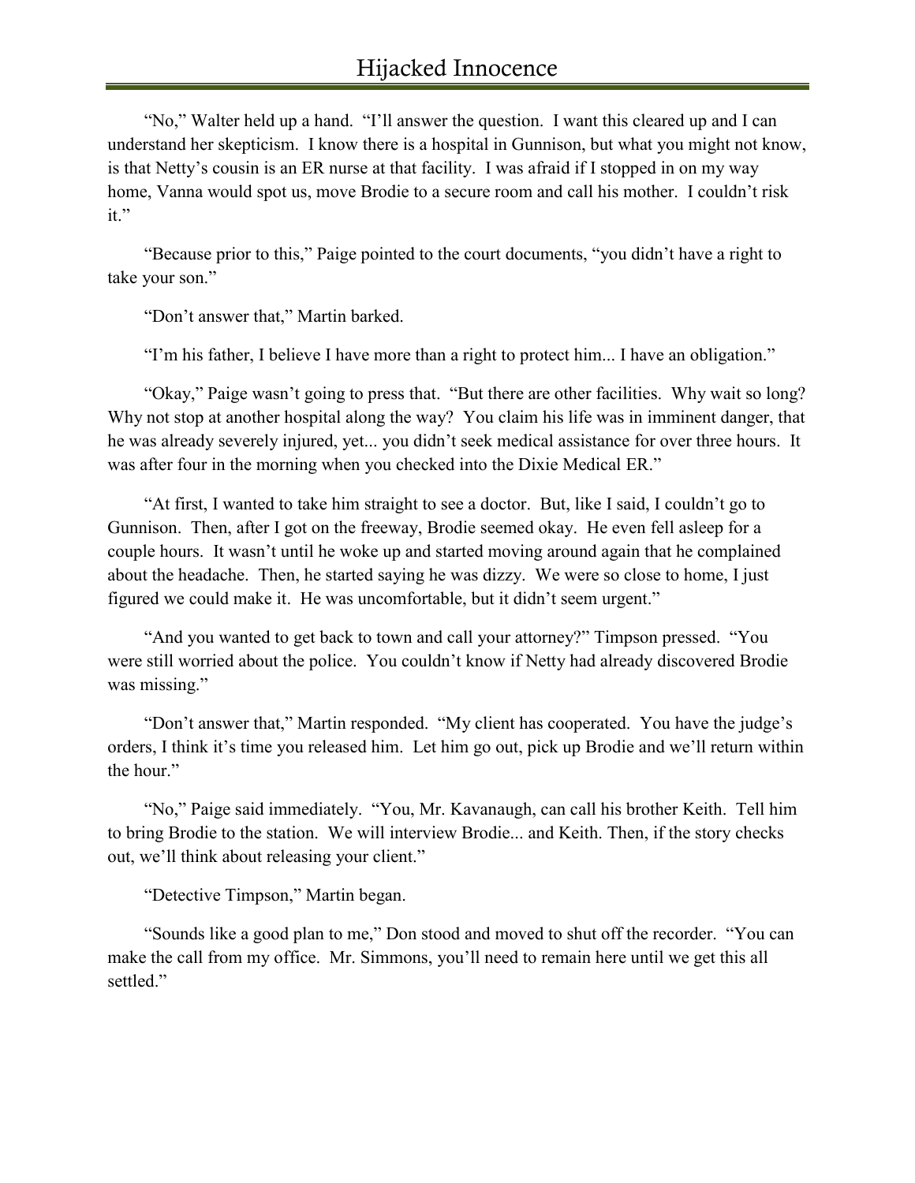"No," Walter held up a hand. "I'll answer the question. I want this cleared up and I can understand her skepticism. I know there is a hospital in Gunnison, but what you might not know, is that Netty's cousin is an ER nurse at that facility. I was afraid if I stopped in on my way home, Vanna would spot us, move Brodie to a secure room and call his mother. I couldn't risk it."

"Because prior to this," Paige pointed to the court documents, "you didn't have a right to take your son."

"Don't answer that," Martin barked.

"I'm his father, I believe I have more than a right to protect him... I have an obligation."

"Okay," Paige wasn't going to press that. "But there are other facilities. Why wait so long? Why not stop at another hospital along the way? You claim his life was in imminent danger, that he was already severely injured, yet... you didn't seek medical assistance for over three hours. It was after four in the morning when you checked into the Dixie Medical ER."

"At first, I wanted to take him straight to see a doctor. But, like I said, I couldn't go to Gunnison. Then, after I got on the freeway, Brodie seemed okay. He even fell asleep for a couple hours. It wasn't until he woke up and started moving around again that he complained about the headache. Then, he started saying he was dizzy. We were so close to home, I just figured we could make it. He was uncomfortable, but it didn't seem urgent."

"And you wanted to get back to town and call your attorney?" Timpson pressed. "You were still worried about the police. You couldn't know if Netty had already discovered Brodie was missing."

"Don't answer that," Martin responded. "My client has cooperated. You have the judge's orders, I think it's time you released him. Let him go out, pick up Brodie and we'll return within the hour."

"No," Paige said immediately. "You, Mr. Kavanaugh, can call his brother Keith. Tell him to bring Brodie to the station. We will interview Brodie... and Keith. Then, if the story checks out, we'll think about releasing your client."

"Detective Timpson," Martin began.

"Sounds like a good plan to me," Don stood and moved to shut off the recorder. "You can make the call from my office. Mr. Simmons, you'll need to remain here until we get this all settled."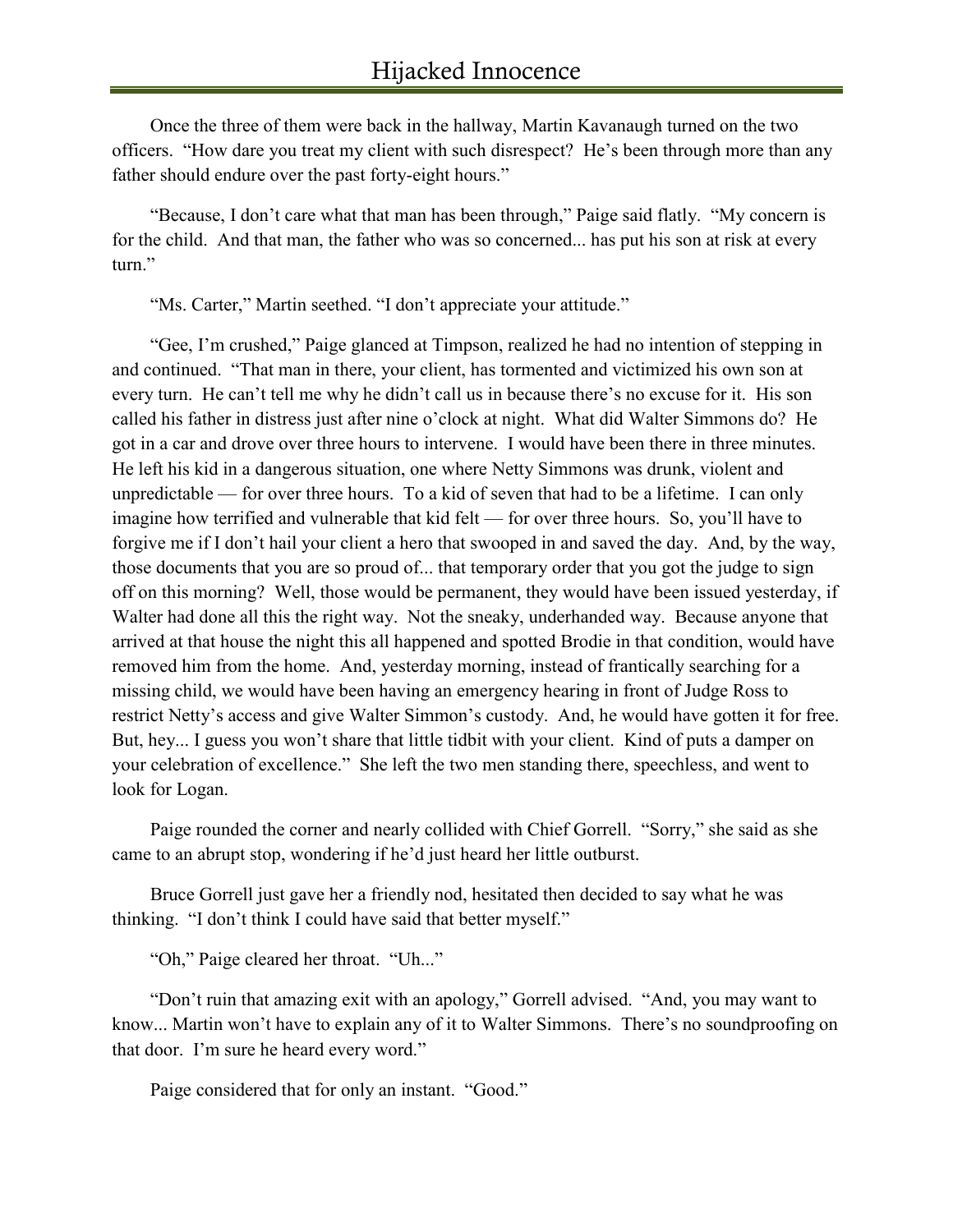Once the three of them were back in the hallway, Martin Kavanaugh turned on the two officers. “How dare you treat my client with such disrespect? He’s been through more than any father should endure over the past forty-eight hours.”

“Because, I don’t care what that man has been through,” Paige said flatly. “My concern is for the child. And that man, the father who was so concerned... has put his son at risk at every turn.”

“Ms. Carter,” Martin seethed. “I don’t appreciate your attitude.”

“Gee, I’m crushed,” Paige glanced at Timpson, realized he had no intention of stepping in and continued. “That man in there, your client, has tormented and victimized his own son at every turn. He can’t tell me why he didn’t call us in because there’s no excuse for it. His son called his father in distress just after nine o’clock at night. What did Walter Simmons do? He got in a car and drove over three hours to intervene. I would have been there in three minutes. He left his kid in a dangerous situation, one where Netty Simmons was drunk, violent and unpredictable — for over three hours. To a kid of seven that had to be a lifetime. I can only imagine how terrified and vulnerable that kid felt — for over three hours. So, you’ll have to forgive me if I don’t hail your client a hero that swooped in and saved the day. And, by the way, those documents that you are so proud of... that temporary order that you got the judge to sign off on this morning? Well, those would be permanent, they would have been issued yesterday, if Walter had done all this the right way. Not the sneaky, underhanded way. Because anyone that arrived at that house the night this all happened and spotted Brodie in that condition, would have removed him from the home. And, yesterday morning, instead of frantically searching for a missing child, we would have been having an emergency hearing in front of Judge Ross to restrict Netty’s access and give Walter Simmon’s custody. And, he would have gotten it for free. But, hey... I guess you won’t share that little tidbit with your client. Kind of puts a damper on your celebration of excellence.” She left the two men standing there, speechless, and went to look for Logan.

Paige rounded the corner and nearly collided with Chief Gorrell. “Sorry,” she said as she came to an abrupt stop, wondering if he’d just heard her little outburst.

Bruce Gorrell just gave her a friendly nod, hesitated then decided to say what he was thinking. “I don’t think I could have said that better myself.”

“Oh,” Paige cleared her throat. “Uh...”

“Don’t ruin that amazing exit with an apology,” Gorrell advised. “And, you may want to know... Martin won’t have to explain any of it to Walter Simmons. There’s no soundproofing on that door. I’m sure he heard every word.”

Paige considered that for only an instant. “Good.”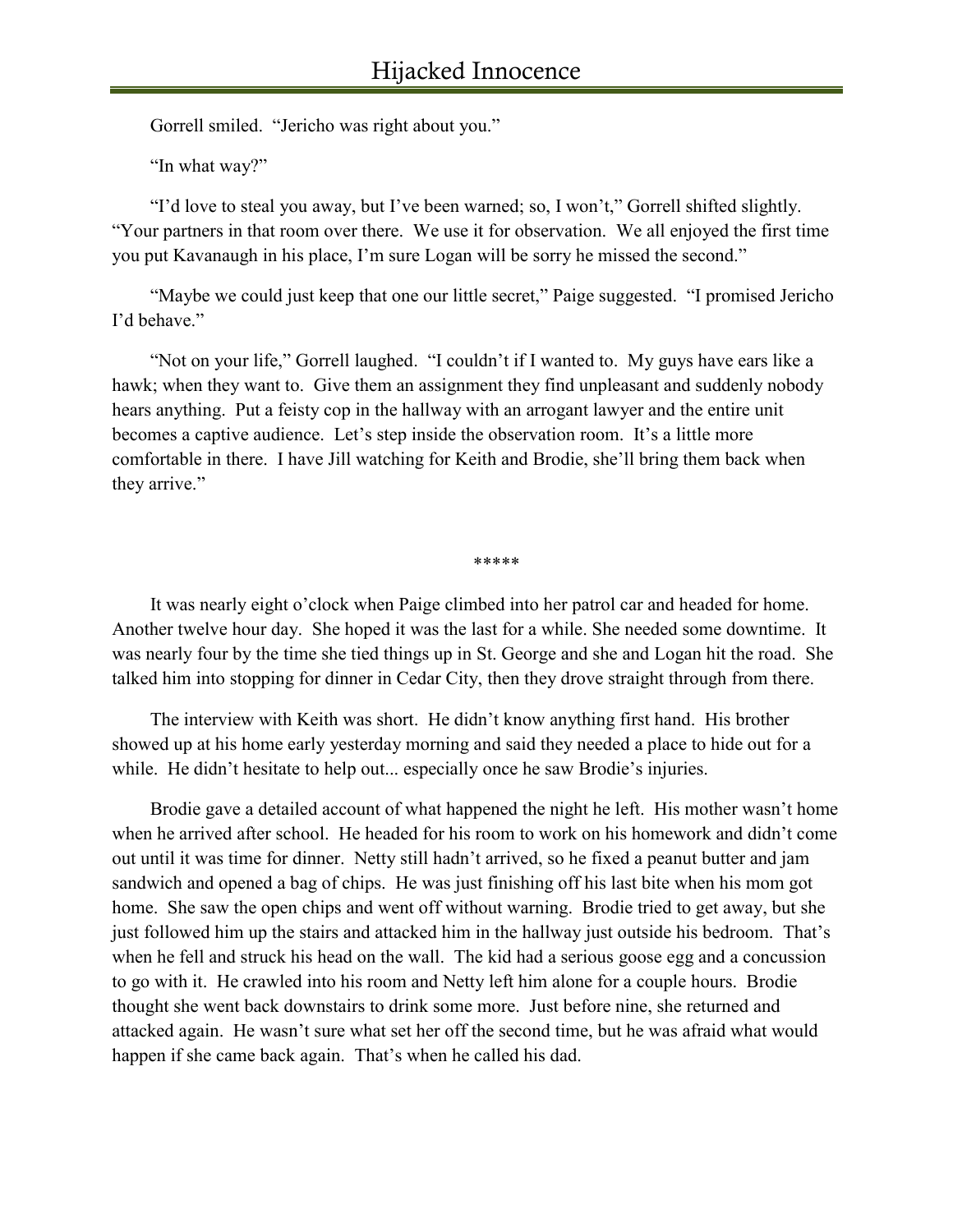Gorrell smiled. "Jericho was right about you."

"In what way?"

"I'd love to steal you away, but I've been warned; so, I won't," Gorrell shifted slightly. "Your partners in that room over there. We use it for observation. We all enjoyed the first time you put Kavanaugh in his place, I'm sure Logan will be sorry he missed the second."

"Maybe we could just keep that one our little secret," Paige suggested. "I promised Jericho I'd behave."

"Not on your life," Gorrell laughed. "I couldn't if I wanted to. My guys have ears like a hawk; when they want to. Give them an assignment they find unpleasant and suddenly nobody hears anything. Put a feisty cop in the hallway with an arrogant lawyer and the entire unit becomes a captive audience. Let's step inside the observation room. It's a little more comfortable in there. I have Jill watching for Keith and Brodie, she'll bring them back when they arrive."

*****

It was nearly eight o'clock when Paige climbed into her patrol car and headed for home. Another twelve hour day. She hoped it was the last for a while. She needed some downtime. It was nearly four by the time she tied things up in St. George and she and Logan hit the road. She talked him into stopping for dinner in Cedar City, then they drove straight through from there.

The interview with Keith was short. He didn't know anything first hand. His brother showed up at his home early yesterday morning and said they needed a place to hide out for a while. He didn't hesitate to help out... especially once he saw Brodie's injuries.

Brodie gave a detailed account of what happened the night he left. His mother wasn't home when he arrived after school. He headed for his room to work on his homework and didn't come out until it was time for dinner. Netty still hadn't arrived, so he fixed a peanut butter and jam sandwich and opened a bag of chips. He was just finishing off his last bite when his mom got home. She saw the open chips and went off without warning. Brodie tried to get away, but she just followed him up the stairs and attacked him in the hallway just outside his bedroom. That's when he fell and struck his head on the wall. The kid had a serious goose egg and a concussion to go with it. He crawled into his room and Netty left him alone for a couple hours. Brodie thought she went back downstairs to drink some more. Just before nine, she returned and attacked again. He wasn't sure what set her off the second time, but he was afraid what would happen if she came back again. That's when he called his dad.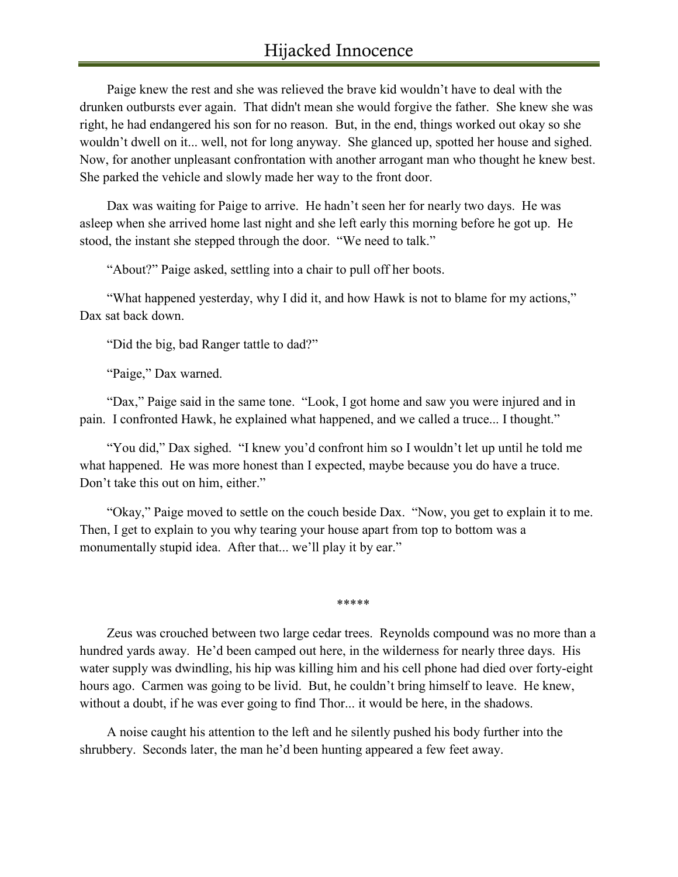Paige knew the rest and she was relieved the brave kid wouldn’t have to deal with the drunken outbursts ever again. That didn't mean she would forgive the father. She knew she was right, he had endangered his son for no reason. But, in the end, things worked out okay so she wouldn’t dwell on it... well, not for long anyway. She glanced up, spotted her house and sighed. Now, for another unpleasant confrontation with another arrogant man who thought he knew best. She parked the vehicle and slowly made her way to the front door.

Dax was waiting for Paige to arrive. He hadn’t seen her for nearly two days. He was asleep when she arrived home last night and she left early this morning before he got up. He stood, the instant she stepped through the door. “We need to talk.”

“About?” Paige asked, settling into a chair to pull off her boots.

“What happened yesterday, why I did it, and how Hawk is not to blame for my actions,” Dax sat back down.

“Did the big, bad Ranger tattle to dad?”

“Paige,” Dax warned.

“Dax,” Paige said in the same tone. “Look, I got home and saw you were injured and in pain. I confronted Hawk, he explained what happened, and we called a truce... I thought.”

“You did,” Dax sighed. “I knew you’d confront him so I wouldn’t let up until he told me what happened. He was more honest than I expected, maybe because you do have a truce. Don’t take this out on him, either.”

“Okay,” Paige moved to settle on the couch beside Dax. “Now, you get to explain it to me. Then, I get to explain to you why tearing your house apart from top to bottom was a monumentally stupid idea. After that... we’ll play it by ear.”

*****

Zeus was crouched between two large cedar trees. Reynolds compound was no more than a hundred yards away. He’d been camped out here, in the wilderness for nearly three days. His water supply was dwindling, his hip was killing him and his cell phone had died over forty-eight hours ago. Carmen was going to be livid. But, he couldn’t bring himself to leave. He knew, without a doubt, if he was ever going to find Thor... it would be here, in the shadows.

A noise caught his attention to the left and he silently pushed his body further into the shrubbery. Seconds later, the man he’d been hunting appeared a few feet away.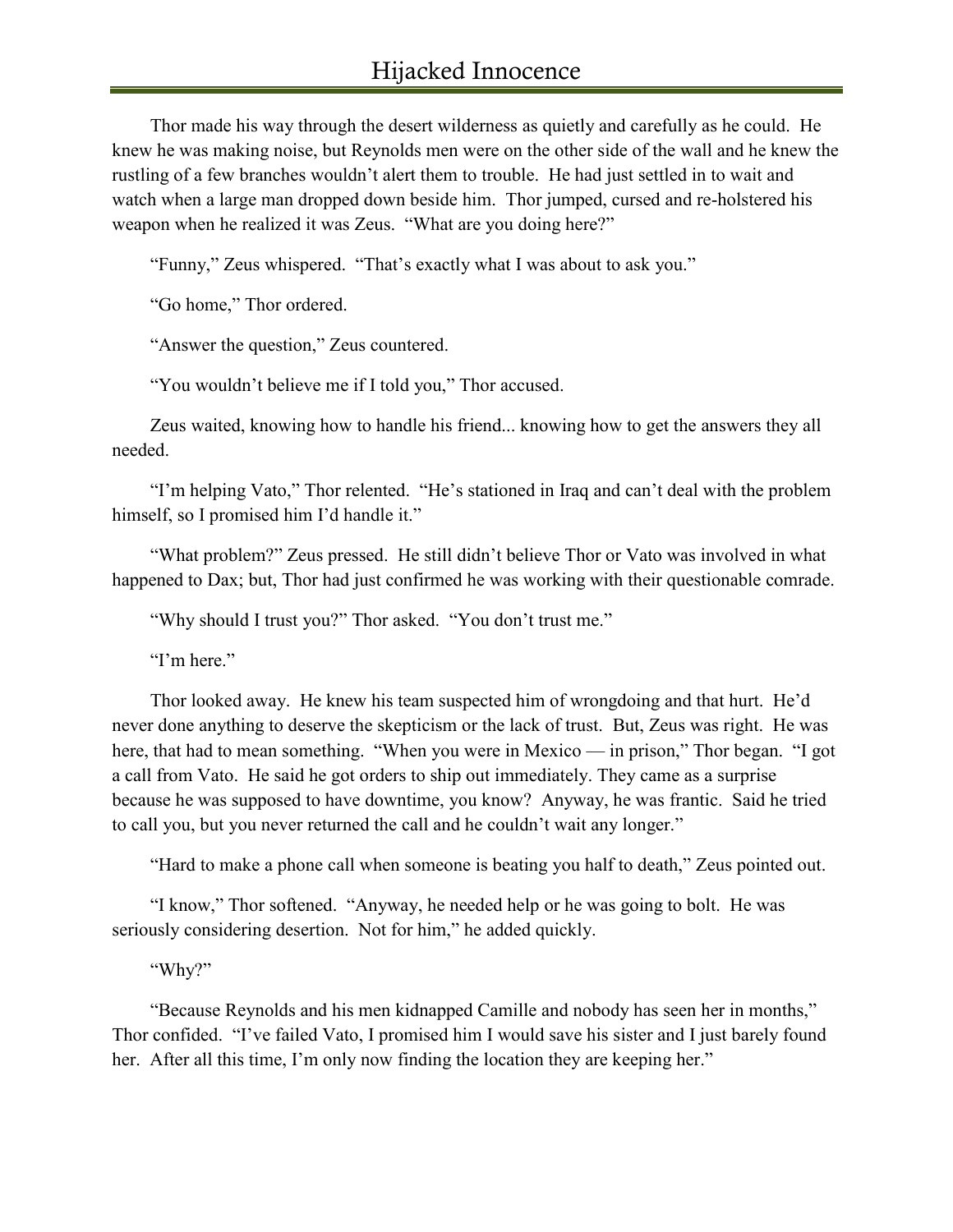Thor made his way through the desert wilderness as quietly and carefully as he could. He knew he was making noise, but Reynolds men were on the other side of the wall and he knew the rustling of a few branches wouldn't alert them to trouble. He had just settled in to wait and watch when a large man dropped down beside him. Thor jumped, cursed and re-holstered his weapon when he realized it was Zeus. "What are you doing here?"

"Funny," Zeus whispered. "That's exactly what I was about to ask you."

"Go home," Thor ordered.

"Answer the question," Zeus countered.

"You wouldn't believe me if I told you," Thor accused.

Zeus waited, knowing how to handle his friend... knowing how to get the answers they all needed.

"I'm helping Vato," Thor relented. "He's stationed in Iraq and can't deal with the problem himself, so I promised him I'd handle it."

"What problem?" Zeus pressed. He still didn't believe Thor or Vato was involved in what happened to Dax; but, Thor had just confirmed he was working with their questionable comrade.

"Why should I trust you?" Thor asked. "You don't trust me."

"I'm here."

Thor looked away. He knew his team suspected him of wrongdoing and that hurt. He'd never done anything to deserve the skepticism or the lack of trust. But, Zeus was right. He was here, that had to mean something. "When you were in Mexico — in prison," Thor began. "I got a call from Vato. He said he got orders to ship out immediately. They came as a surprise because he was supposed to have downtime, you know? Anyway, he was frantic. Said he tried to call you, but you never returned the call and he couldn't wait any longer."

"Hard to make a phone call when someone is beating you half to death," Zeus pointed out.

"I know," Thor softened. "Anyway, he needed help or he was going to bolt. He was seriously considering desertion. Not for him," he added quickly.

"Why?"

"Because Reynolds and his men kidnapped Camille and nobody has seen her in months," Thor confided. "I've failed Vato, I promised him I would save his sister and I just barely found her. After all this time, I'm only now finding the location they are keeping her."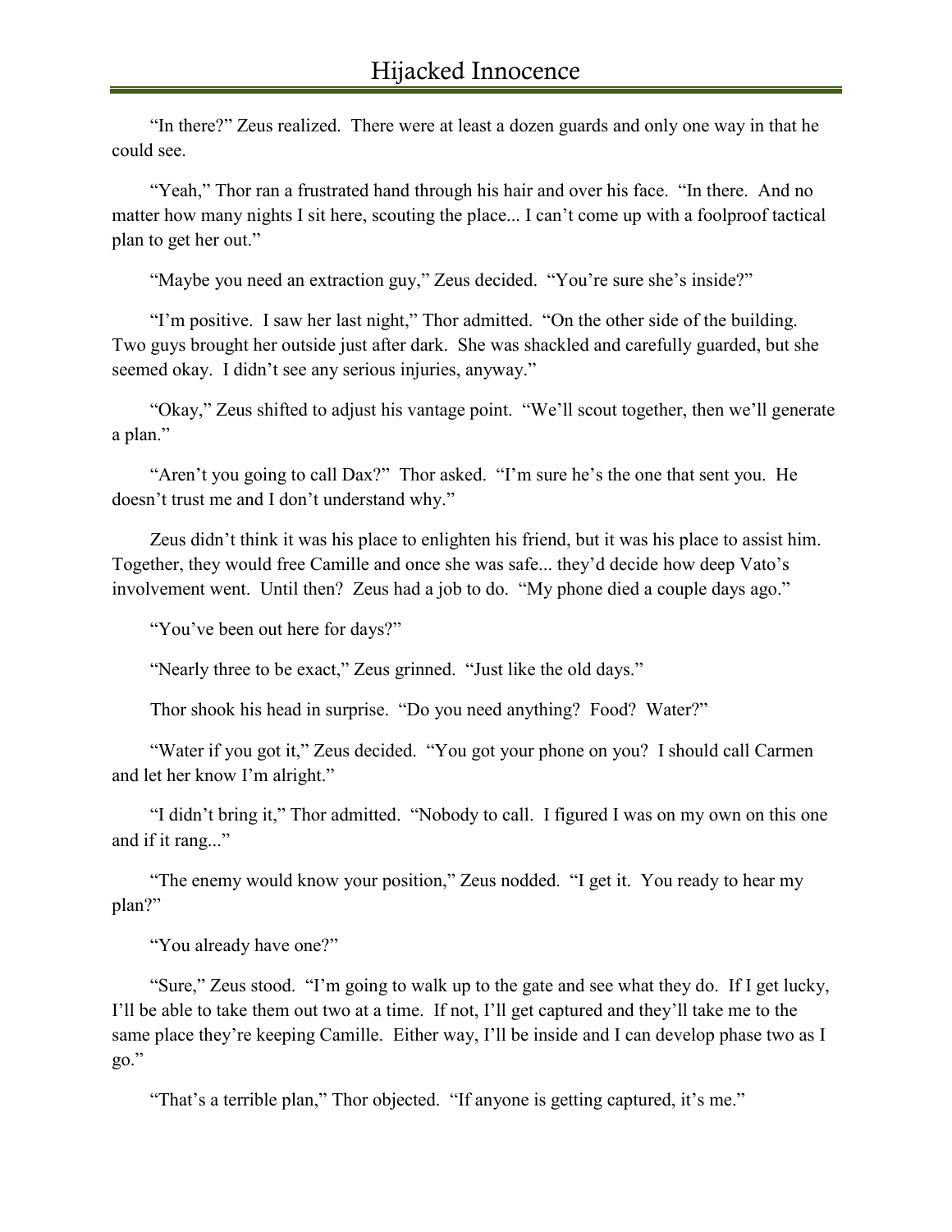"In there?" Zeus realized. There were at least a dozen guards and only one way in that he could see.

"Yeah," Thor ran a frustrated hand through his hair and over his face. "In there. And no matter how many nights I sit here, scouting the place... I can't come up with a foolproof tactical plan to get her out."

"Maybe you need an extraction guy," Zeus decided. "You're sure she's inside?"

"I'm positive. I saw her last night," Thor admitted. "On the other side of the building. Two guys brought her outside just after dark. She was shackled and carefully guarded, but she seemed okay. I didn't see any serious injuries, anyway."

"Okay," Zeus shifted to adjust his vantage point. "We'll scout together, then we'll generate a plan."

"Aren't you going to call Dax?" Thor asked. "I'm sure he's the one that sent you. He doesn't trust me and I don't understand why."

Zeus didn't think it was his place to enlighten his friend, but it was his place to assist him. Together, they would free Camille and once she was safe... they'd decide how deep Vato's involvement went. Until then? Zeus had a job to do. "My phone died a couple days ago."

"You've been out here for days?"

"Nearly three to be exact," Zeus grinned. "Just like the old days."

Thor shook his head in surprise. "Do you need anything? Food? Water?"

"Water if you got it," Zeus decided. "You got your phone on you? I should call Carmen and let her know I'm alright."

"I didn't bring it," Thor admitted. "Nobody to call. I figured I was on my own on this one and if it rang..."

"The enemy would know your position," Zeus nodded. "I get it. You ready to hear my plan?"

"You already have one?"

"Sure," Zeus stood. "I'm going to walk up to the gate and see what they do. If I get lucky, I'll be able to take them out two at a time. If not, I'll get captured and they'll take me to the same place they're keeping Camille. Either way, I'll be inside and I can develop phase two as I go."

"That's a terrible plan," Thor objected. "If anyone is getting captured, it's me."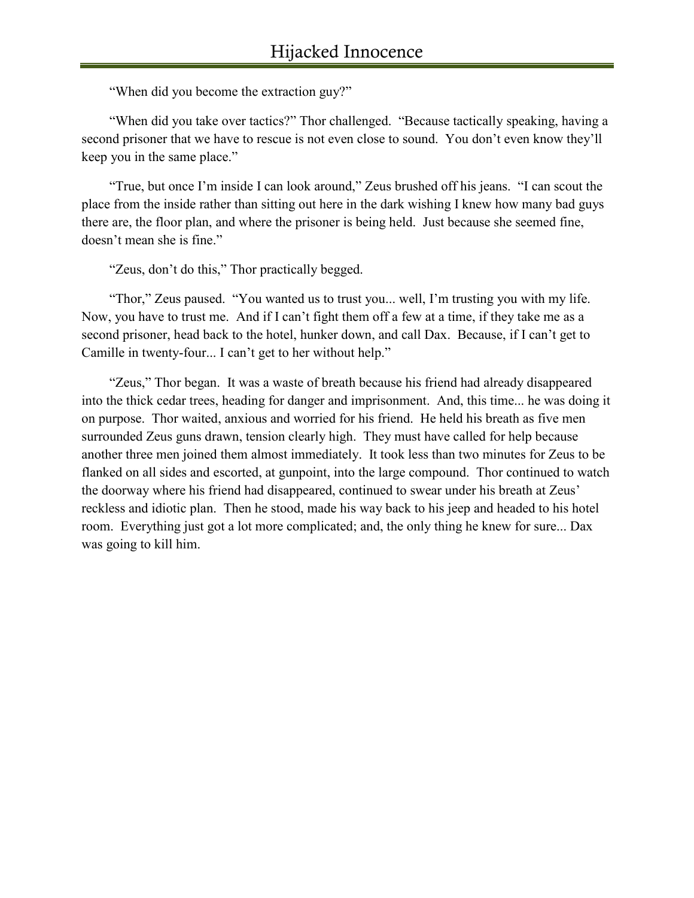"When did you become the extraction guy?"

"When did you take over tactics?" Thor challenged. "Because tactically speaking, having a second prisoner that we have to rescue is not even close to sound. You don't even know they'll keep you in the same place."

"True, but once I'm inside I can look around," Zeus brushed off his jeans. "I can scout the place from the inside rather than sitting out here in the dark wishing I knew how many bad guys there are, the floor plan, and where the prisoner is being held. Just because she seemed fine, doesn't mean she is fine."

"Zeus, don't do this," Thor practically begged.

"Thor," Zeus paused. "You wanted us to trust you... well, I'm trusting you with my life. Now, you have to trust me. And if I can't fight them off a few at a time, if they take me as a second prisoner, head back to the hotel, hunker down, and call Dax. Because, if I can't get to Camille in twenty-four... I can't get to her without help."

"Zeus," Thor began. It was a waste of breath because his friend had already disappeared into the thick cedar trees, heading for danger and imprisonment. And, this time... he was doing it on purpose. Thor waited, anxious and worried for his friend. He held his breath as five men surrounded Zeus guns drawn, tension clearly high. They must have called for help because another three men joined them almost immediately. It took less than two minutes for Zeus to be flanked on all sides and escorted, at gunpoint, into the large compound. Thor continued to watch the doorway where his friend had disappeared, continued to swear under his breath at Zeus' reckless and idiotic plan. Then he stood, made his way back to his jeep and headed to his hotel room. Everything just got a lot more complicated; and, the only thing he knew for sure... Dax was going to kill him.